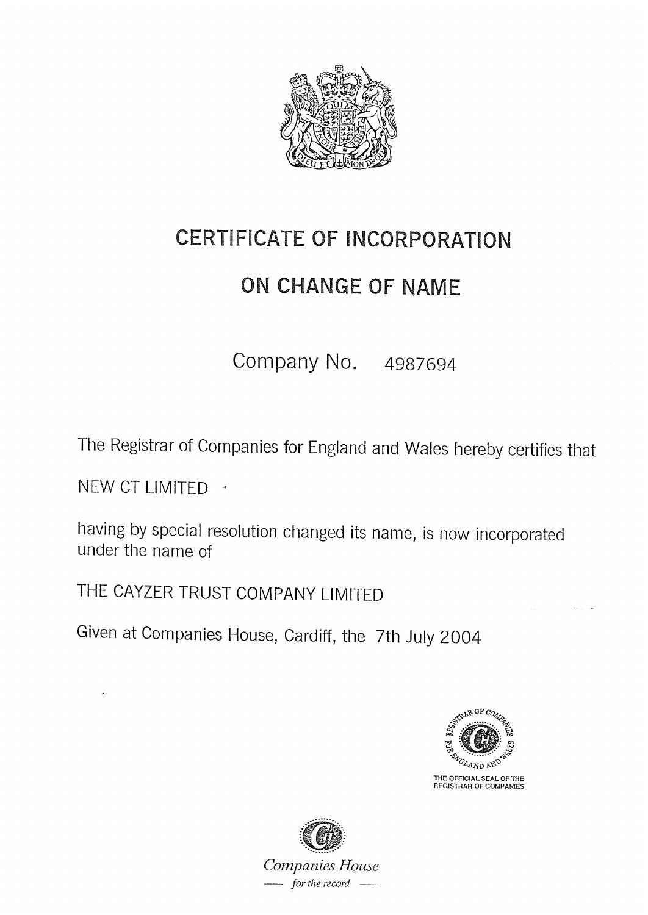# CERTIFICATE OF INCORPORATION

# ON CHANGE OF NAME

Company No. 4987694

The Registrar of Companies for England and Wales hereby certifies that

NEW CT LIMITED

having by special resolution changed its name, is now incorporated under the name of

THE CAYZER TRUST COMPANY LIMITED

Given at Companies House, Cardiff, the 7th July 2004

THE OFFICIAL SEAL OF THE REGISTRAR OF COMPANIES

*Companies House*

*— for the record —*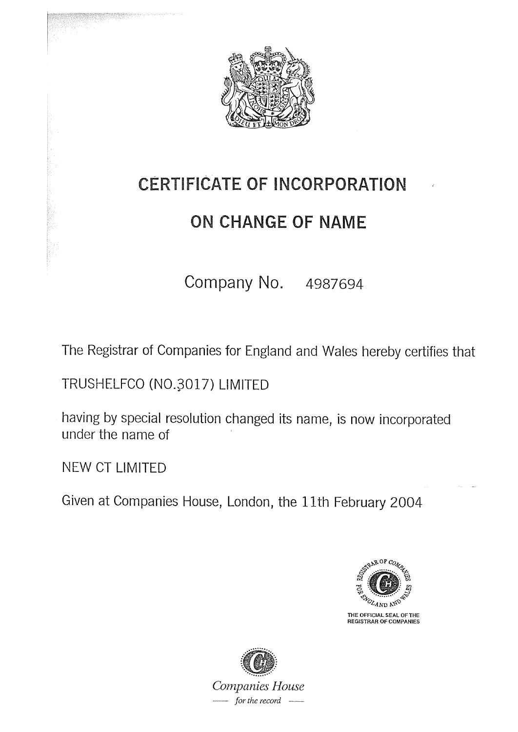# CERTIFICATE OF INCORPORATION

# ON CHANGE OF NAME

Company No. 4987694

The Registrar of Companies for England and Wales hereby certifies that

TRUSHELFCO (NO.3017) LIMITED

having by special resolution changed its name, is now incorporated under the name of

NEW CT LIMITED

Given at Companies House, London, the 11th February 2004

REGISTRAR OF COMPANIES FOR ENGLAND AND WALES

THE OFFICIAL SEAL OF THE REGISTRAR OF COMPANIES

*Companies House*

*— for the record —*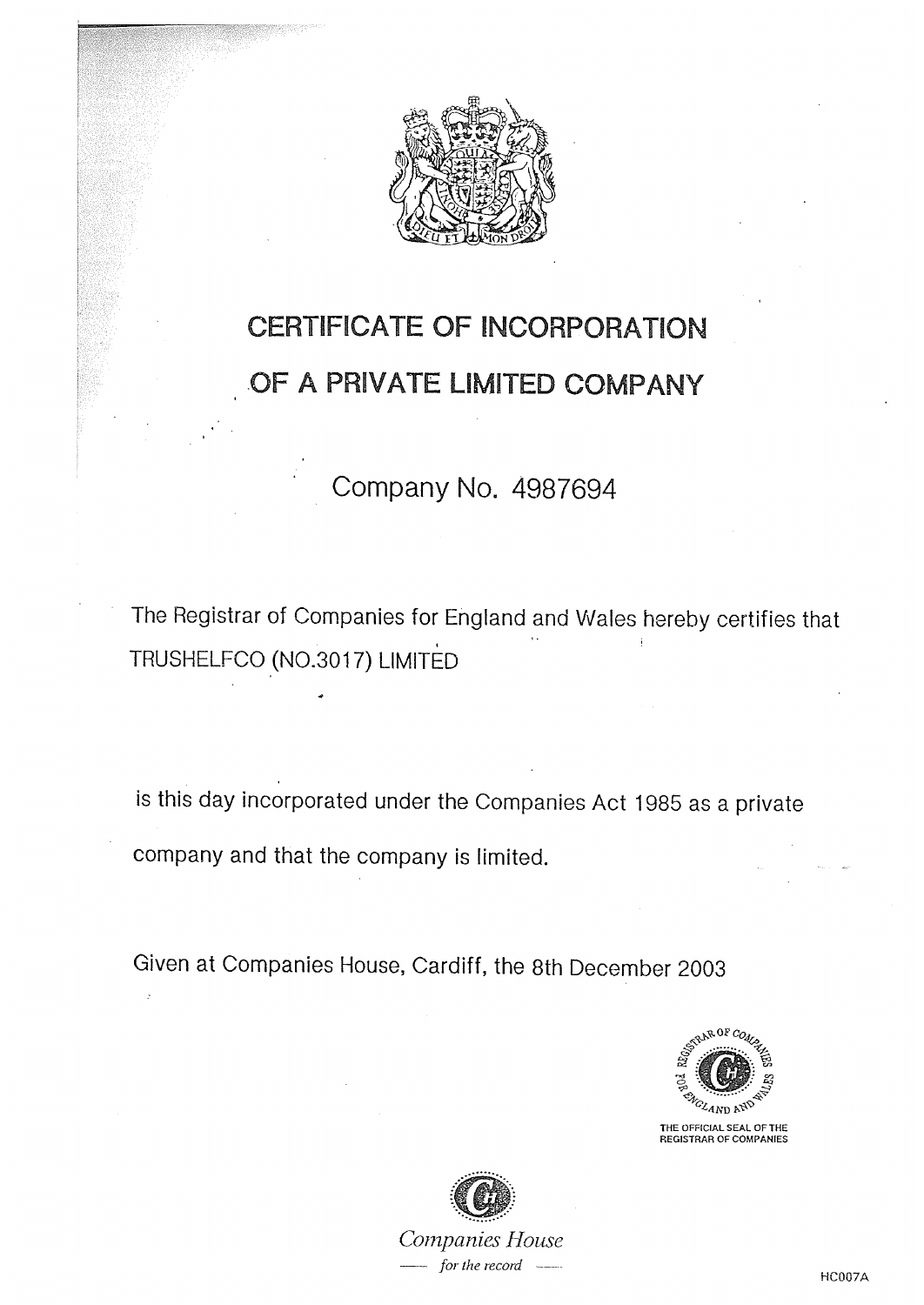# CERTIFICATE OF INCORPORATION

# OF A PRIVATE LIMITED COMPANY

Company No. 4987694

The Registrar of Companies for England and Wales hereby certifies that TRUSHELFCO (NO.3017) LIMITED

is this day incorporated under the Companies Act 1985 as a private company and that the company is limited.

Given at Companies House, Cardiff, the 8th December 2003

REGISTRAR OF COMPANIES FOR ENGLAND AND WALES

THE OFFICIAL SEAL OF THE REGISTRAR OF COMPANIES

*Companies House*

*— for the record —*

HC007A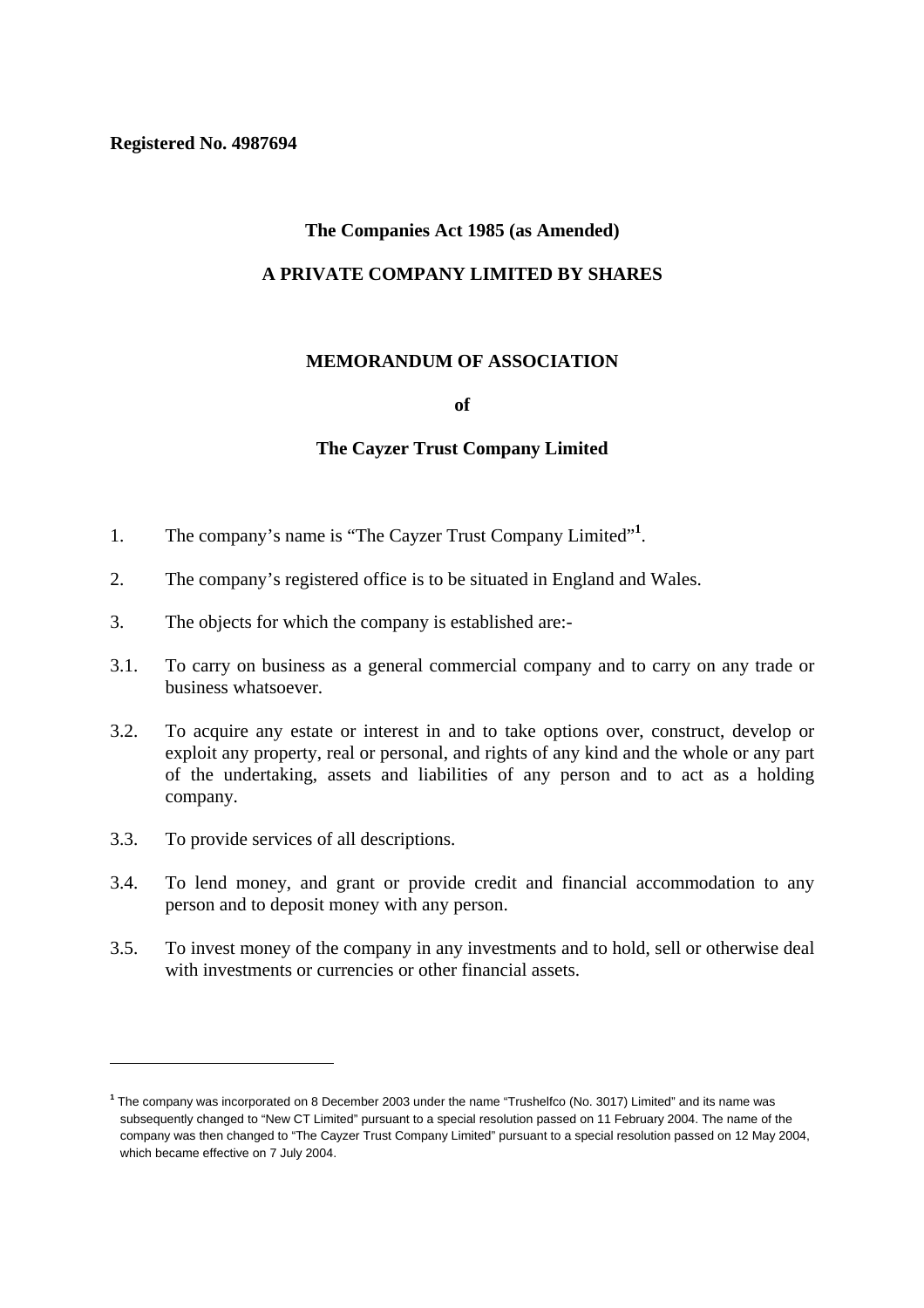**Registered No. 4987694**

**The Companies Act 1985 (as Amended)**

**A PRIVATE COMPANY LIMITED BY SHARES**

# MEMORANDUM OF ASSOCIATION

**of**

**The Cayzer Trust Company Limited**

1. The company's name is "The Cayzer Trust Company Limited"[1].

2. The company's registered office is to be situated in England and Wales.

3. The objects for which the company is established are:-

3.1. To carry on business as a general commercial company and to carry on any trade or business whatsoever.

3.2. To acquire any estate or interest in and to take options over, construct, develop or exploit any property, real or personal, and rights of any kind and the whole or any part of the undertaking, assets and liabilities of any person and to act as a holding company.

3.3. To provide services of all descriptions.

3.4. To lend money, and grant or provide credit and financial accommodation to any person and to deposit money with any person.

3.5. To invest money of the company in any investments and to hold, sell or otherwise deal with investments or currencies or other financial assets.

---

[1] The company was incorporated on 8 December 2003 under the name "Trushelfco (No. 3017) Limited" and its name was subsequently changed to "New CT Limited" pursuant to a special resolution passed on 11 February 2004. The name of the company was then changed to "The Cayzer Trust Company Limited" pursuant to a special resolution passed on 12 May 2004, which became effective on 7 July 2004.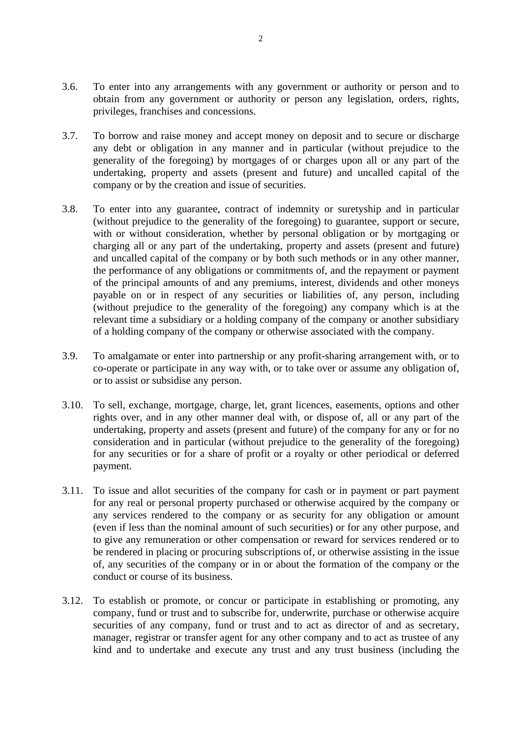3.6. To enter into any arrangements with any government or authority or person and to obtain from any government or authority or person any legislation, orders, rights, privileges, franchises and concessions.

3.7. To borrow and raise money and accept money on deposit and to secure or discharge any debt or obligation in any manner and in particular (without prejudice to the generality of the foregoing) by mortgages of or charges upon all or any part of the undertaking, property and assets (present and future) and uncalled capital of the company or by the creation and issue of securities.

3.8. To enter into any guarantee, contract of indemnity or suretyship and in particular (without prejudice to the generality of the foregoing) to guarantee, support or secure, with or without consideration, whether by personal obligation or by mortgaging or charging all or any part of the undertaking, property and assets (present and future) and uncalled capital of the company or by both such methods or in any other manner, the performance of any obligations or commitments of, and the repayment or payment of the principal amounts of and any premiums, interest, dividends and other moneys payable on or in respect of any securities or liabilities of, any person, including (without prejudice to the generality of the foregoing) any company which is at the relevant time a subsidiary or a holding company of the company or another subsidiary of a holding company of the company or otherwise associated with the company.

3.9. To amalgamate or enter into partnership or any profit-sharing arrangement with, or to co-operate or participate in any way with, or to take over or assume any obligation of, or to assist or subsidise any person.

3.10. To sell, exchange, mortgage, charge, let, grant licences, easements, options and other rights over, and in any other manner deal with, or dispose of, all or any part of the undertaking, property and assets (present and future) of the company for any or for no consideration and in particular (without prejudice to the generality of the foregoing) for any securities or for a share of profit or a royalty or other periodical or deferred payment.

3.11. To issue and allot securities of the company for cash or in payment or part payment for any real or personal property purchased or otherwise acquired by the company or any services rendered to the company or as security for any obligation or amount (even if less than the nominal amount of such securities) or for any other purpose, and to give any remuneration or other compensation or reward for services rendered or to be rendered in placing or procuring subscriptions of, or otherwise assisting in the issue of, any securities of the company or in or about the formation of the company or the conduct or course of its business.

3.12. To establish or promote, or concur or participate in establishing or promoting, any company, fund or trust and to subscribe for, underwrite, purchase or otherwise acquire securities of any company, fund or trust and to act as director of and as secretary, manager, registrar or transfer agent for any other company and to act as trustee of any kind and to undertake and execute any trust and any trust business (including the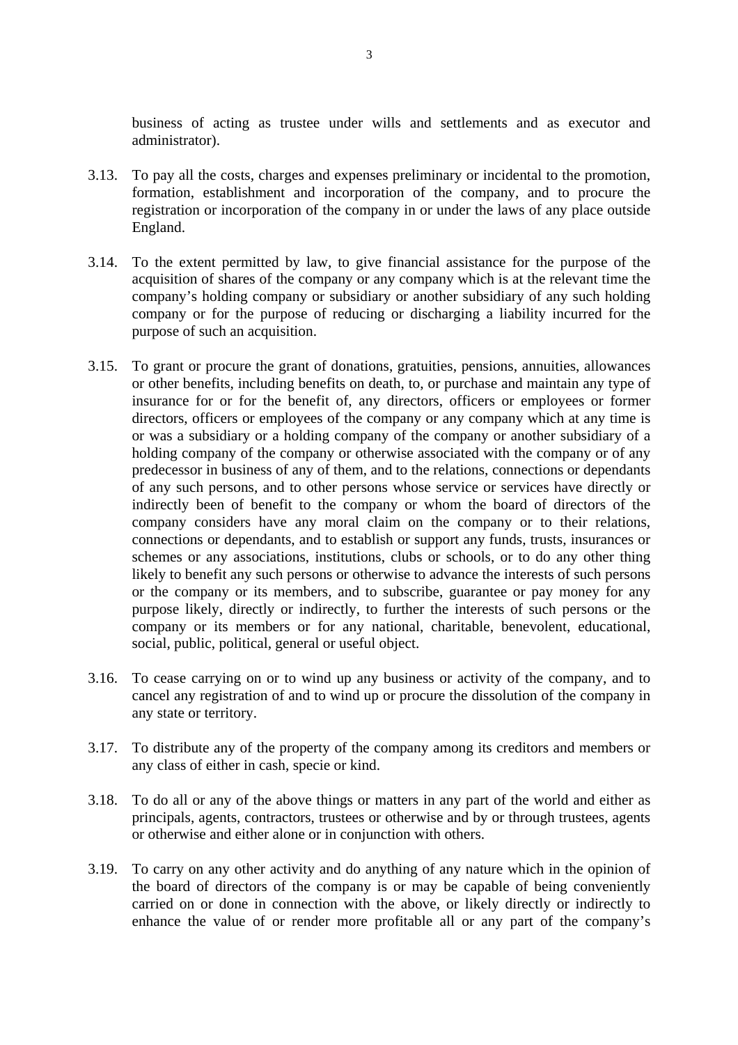business of acting as trustee under wills and settlements and as executor and administrator).

3.13. To pay all the costs, charges and expenses preliminary or incidental to the promotion, formation, establishment and incorporation of the company, and to procure the registration or incorporation of the company in or under the laws of any place outside England.

3.14. To the extent permitted by law, to give financial assistance for the purpose of the acquisition of shares of the company or any company which is at the relevant time the company's holding company or subsidiary or another subsidiary of any such holding company or for the purpose of reducing or discharging a liability incurred for the purpose of such an acquisition.

3.15. To grant or procure the grant of donations, gratuities, pensions, annuities, allowances or other benefits, including benefits on death, to, or purchase and maintain any type of insurance for or for the benefit of, any directors, officers or employees or former directors, officers or employees of the company or any company which at any time is or was a subsidiary or a holding company of the company or another subsidiary of a holding company of the company or otherwise associated with the company or of any predecessor in business of any of them, and to the relations, connections or dependants of any such persons, and to other persons whose service or services have directly or indirectly been of benefit to the company or whom the board of directors of the company considers have any moral claim on the company or to their relations, connections or dependants, and to establish or support any funds, trusts, insurances or schemes or any associations, institutions, clubs or schools, or to do any other thing likely to benefit any such persons or otherwise to advance the interests of such persons or the company or its members, and to subscribe, guarantee or pay money for any purpose likely, directly or indirectly, to further the interests of such persons or the company or its members or for any national, charitable, benevolent, educational, social, public, political, general or useful object.

3.16. To cease carrying on or to wind up any business or activity of the company, and to cancel any registration of and to wind up or procure the dissolution of the company in any state or territory.

3.17. To distribute any of the property of the company among its creditors and members or any class of either in cash, specie or kind.

3.18. To do all or any of the above things or matters in any part of the world and either as principals, agents, contractors, trustees or otherwise and by or through trustees, agents or otherwise and either alone or in conjunction with others.

3.19. To carry on any other activity and do anything of any nature which in the opinion of the board of directors of the company is or may be capable of being conveniently carried on or done in connection with the above, or likely directly or indirectly to enhance the value of or render more profitable all or any part of the company's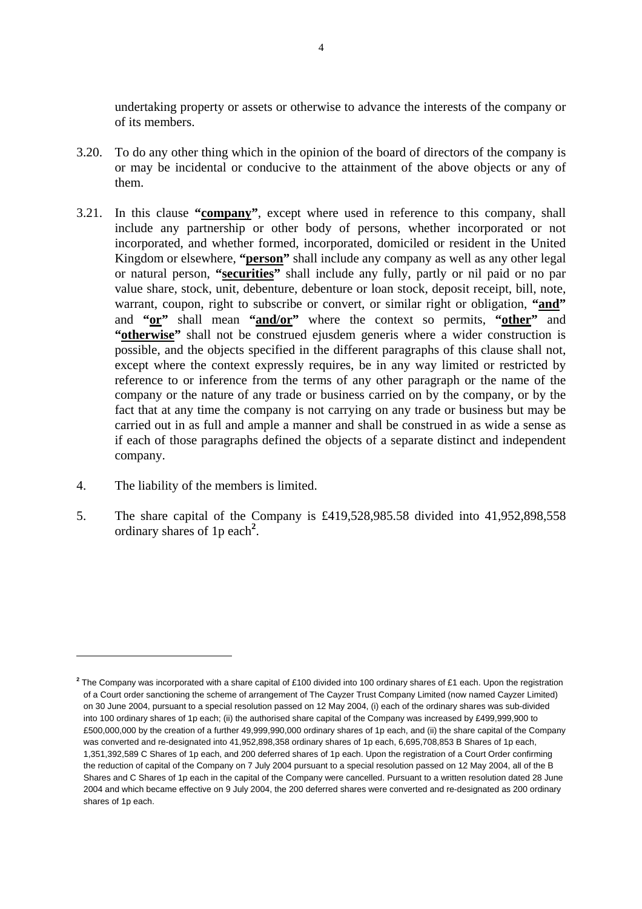undertaking property or assets or otherwise to advance the interests of the company or of its members.

3.20. To do any other thing which in the opinion of the board of directors of the company is or may be incidental or conducive to the attainment of the above objects or any of them.

3.21. In this clause **"company"**, except where used in reference to this company, shall include any partnership or other body of persons, whether incorporated or not incorporated, and whether formed, incorporated, domiciled or resident in the United Kingdom or elsewhere, **"person"** shall include any company as well as any other legal or natural person, **"securities"** shall include any fully, partly or nil paid or no par value share, stock, unit, debenture, debenture or loan stock, deposit receipt, bill, note, warrant, coupon, right to subscribe or convert, or similar right or obligation, **"and"** and **"or"** shall mean **"and/or"** where the context so permits, **"other"** and **"otherwise"** shall not be construed ejusdem generis where a wider construction is possible, and the objects specified in the different paragraphs of this clause shall not, except where the context expressly requires, be in any way limited or restricted by reference to or inference from the terms of any other paragraph or the name of the company or the nature of any trade or business carried on by the company, or by the fact that at any time the company is not carrying on any trade or business but may be carried out in as full and ample a manner and shall be construed in as wide a sense as if each of those paragraphs defined the objects of a separate distinct and independent company.

4. The liability of the members is limited.

5. The share capital of the Company is £419,528,985.58 divided into 41,952,898,558 ordinary shares of 1p each[2].

---

[2] The Company was incorporated with a share capital of £100 divided into 100 ordinary shares of £1 each. Upon the registration of a Court order sanctioning the scheme of arrangement of The Cayzer Trust Company Limited (now named Cayzer Limited) on 30 June 2004, pursuant to a special resolution passed on 12 May 2004, (i) each of the ordinary shares was sub-divided into 100 ordinary shares of 1p each; (ii) the authorised share capital of the Company was increased by £499,999,900 to £500,000,000 by the creation of a further 49,999,990,000 ordinary shares of 1p each, and (ii) the share capital of the Company was converted and re-designated into 41,952,898,358 ordinary shares of 1p each, 6,695,708,853 B Shares of 1p each, 1,351,392,589 C Shares of 1p each, and 200 deferred shares of 1p each. Upon the registration of a Court Order confirming the reduction of capital of the Company on 7 July 2004 pursuant to a special resolution passed on 12 May 2004, all of the B Shares and C Shares of 1p each in the capital of the Company were cancelled. Pursuant to a written resolution dated 28 June 2004 and which became effective on 9 July 2004, the 200 deferred shares were converted and re-designated as 200 ordinary shares of 1p each.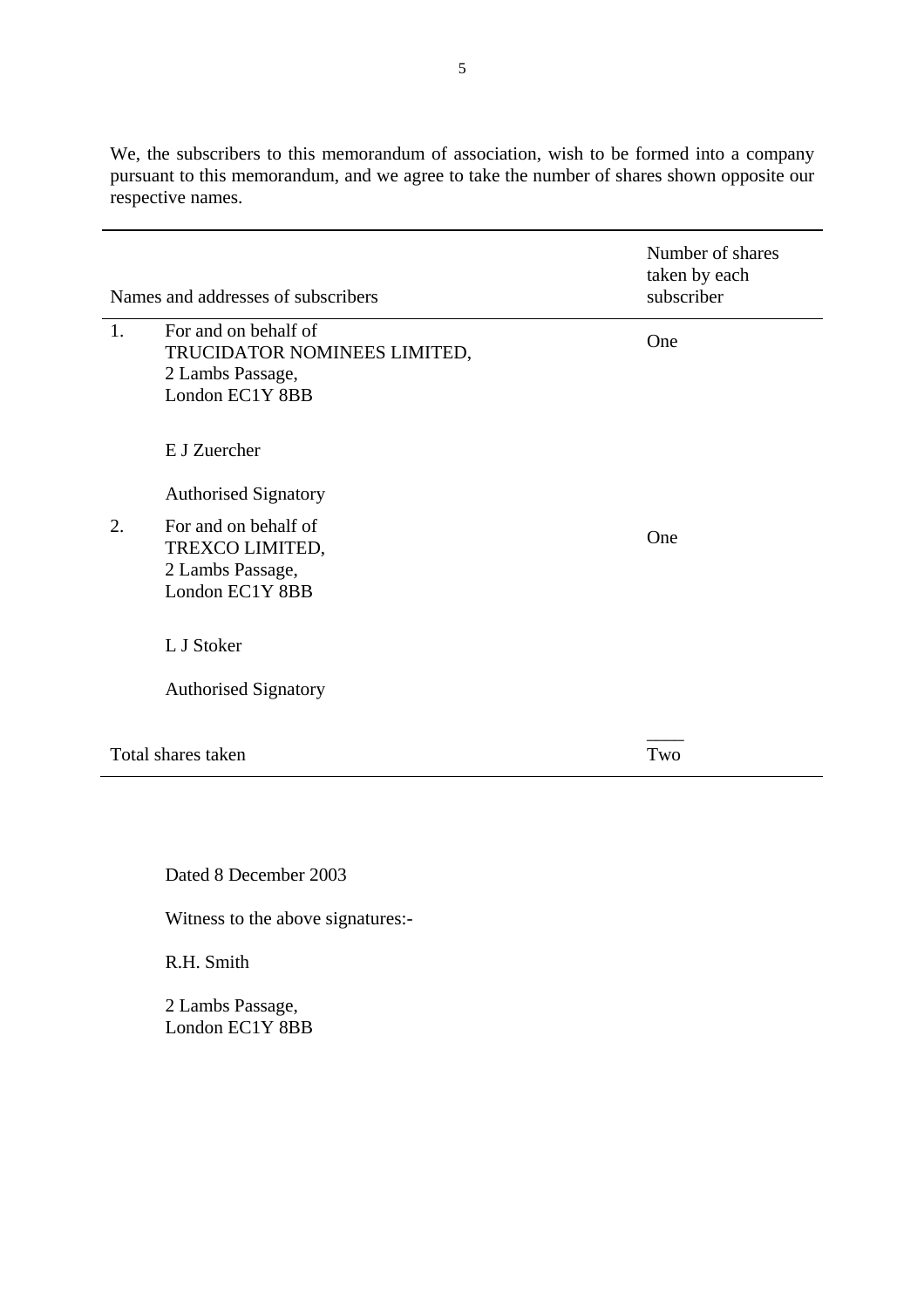We, the subscribers to this memorandum of association, wish to be formed into a company pursuant to this memorandum, and we agree to take the number of shares shown opposite our respective names.

| | Names and addresses of subscribers | Number of shares taken by each subscriber |
|---|---|---|
| 1. | For and on behalf of<br>TRUCIDATOR NOMINEES LIMITED,<br>2 Lambs Passage,<br>London EC1Y 8BB<br><br>E J Zuercher<br><br>Authorised Signatory | One |
| 2. | For and on behalf of<br>TREXCO LIMITED,<br>2 Lambs Passage,<br>London EC1Y 8BB<br><br>L J Stoker<br><br>Authorised Signatory | One |
| | Total shares taken | Two |

Dated 8 December 2003

Witness to the above signatures:-

R.H. Smith

2 Lambs Passage,
London EC1Y 8BB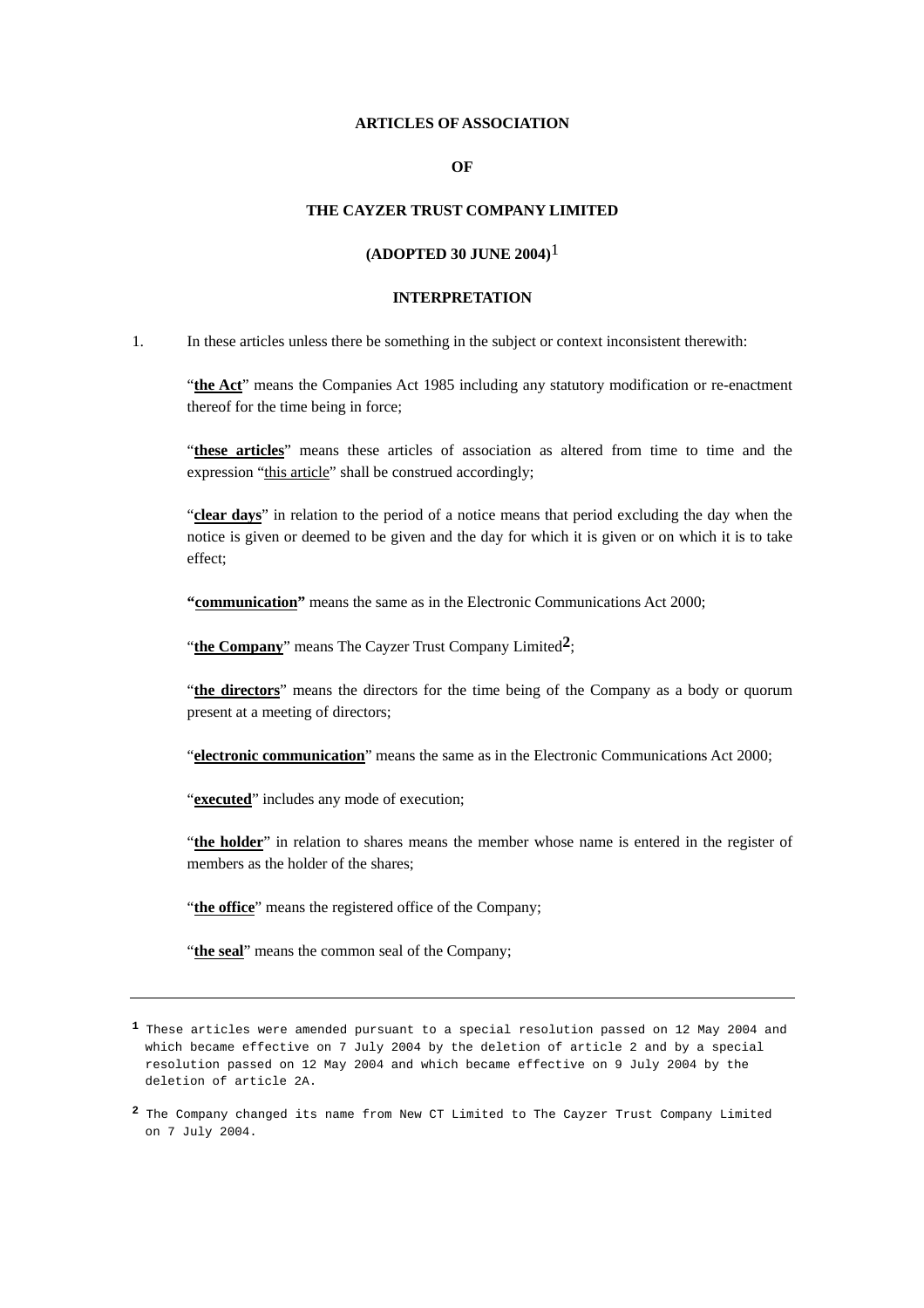**ARTICLES OF ASSOCIATION**

**OF**

**THE CAYZER TRUST COMPANY LIMITED**

**(ADOPTED 30 JUNE 2004)**[1]

**INTERPRETATION**

1. In these articles unless there be something in the subject or context inconsistent therewith:

"**the Act**" means the Companies Act 1985 including any statutory modification or re-enactment thereof for the time being in force;

"**these articles**" means these articles of association as altered from time to time and the expression "this article" shall be construed accordingly;

"**clear days**" in relation to the period of a notice means that period excluding the day when the notice is given or deemed to be given and the day for which it is given or on which it is to take effect;

**"communication"** means the same as in the Electronic Communications Act 2000;

"**the Company**" means The Cayzer Trust Company Limited[2];

"**the directors**" means the directors for the time being of the Company as a body or quorum present at a meeting of directors;

"**electronic communication**" means the same as in the Electronic Communications Act 2000;

"**executed**" includes any mode of execution;

"**the holder**" in relation to shares means the member whose name is entered in the register of members as the holder of the shares;

"**the office**" means the registered office of the Company;

"**the seal**" means the common seal of the Company;

---

[1] These articles were amended pursuant to a special resolution passed on 12 May 2004 and which became effective on 7 July 2004 by the deletion of article 2 and by a special resolution passed on 12 May 2004 and which became effective on 9 July 2004 by the deletion of article 2A.

[2] The Company changed its name from New CT Limited to The Cayzer Trust Company Limited on 7 July 2004.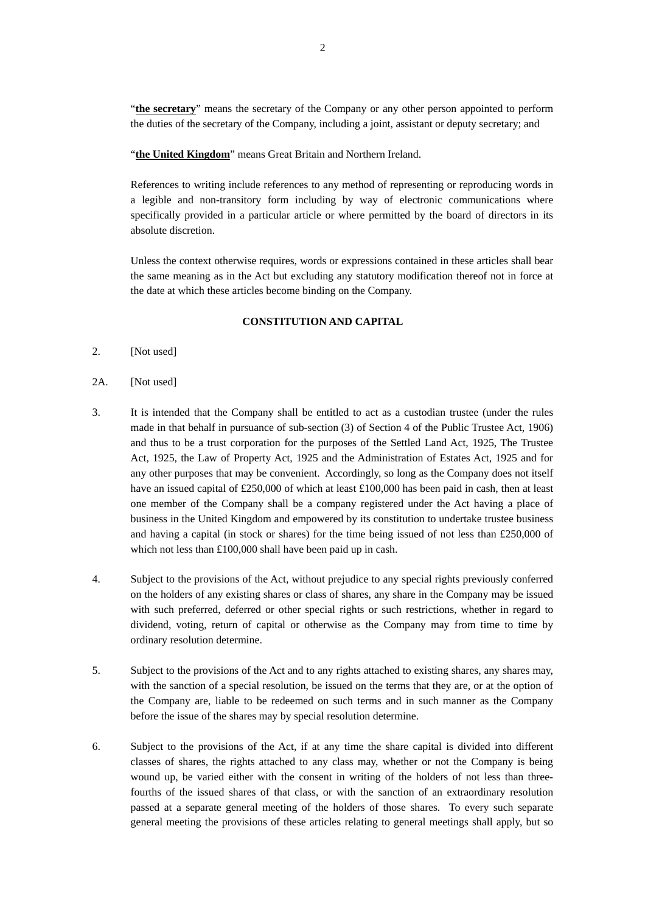"**the secretary**" means the secretary of the Company or any other person appointed to perform the duties of the secretary of the Company, including a joint, assistant or deputy secretary; and

"**the United Kingdom**" means Great Britain and Northern Ireland.

References to writing include references to any method of representing or reproducing words in a legible and non-transitory form including by way of electronic communications where specifically provided in a particular article or where permitted by the board of directors in its absolute discretion.

Unless the context otherwise requires, words or expressions contained in these articles shall bear the same meaning as in the Act but excluding any statutory modification thereof not in force at the date at which these articles become binding on the Company.

**CONSTITUTION AND CAPITAL**

2. [Not used]

2A. [Not used]

3. It is intended that the Company shall be entitled to act as a custodian trustee (under the rules made in that behalf in pursuance of sub-section (3) of Section 4 of the Public Trustee Act, 1906) and thus to be a trust corporation for the purposes of the Settled Land Act, 1925, The Trustee Act, 1925, the Law of Property Act, 1925 and the Administration of Estates Act, 1925 and for any other purposes that may be convenient. Accordingly, so long as the Company does not itself have an issued capital of £250,000 of which at least £100,000 has been paid in cash, then at least one member of the Company shall be a company registered under the Act having a place of business in the United Kingdom and empowered by its constitution to undertake trustee business and having a capital (in stock or shares) for the time being issued of not less than £250,000 of which not less than £100,000 shall have been paid up in cash.

4. Subject to the provisions of the Act, without prejudice to any special rights previously conferred on the holders of any existing shares or class of shares, any share in the Company may be issued with such preferred, deferred or other special rights or such restrictions, whether in regard to dividend, voting, return of capital or otherwise as the Company may from time to time by ordinary resolution determine.

5. Subject to the provisions of the Act and to any rights attached to existing shares, any shares may, with the sanction of a special resolution, be issued on the terms that they are, or at the option of the Company are, liable to be redeemed on such terms and in such manner as the Company before the issue of the shares may by special resolution determine.

6. Subject to the provisions of the Act, if at any time the share capital is divided into different classes of shares, the rights attached to any class may, whether or not the Company is being wound up, be varied either with the consent in writing of the holders of not less than three-fourths of the issued shares of that class, or with the sanction of an extraordinary resolution passed at a separate general meeting of the holders of those shares. To every such separate general meeting the provisions of these articles relating to general meetings shall apply, but so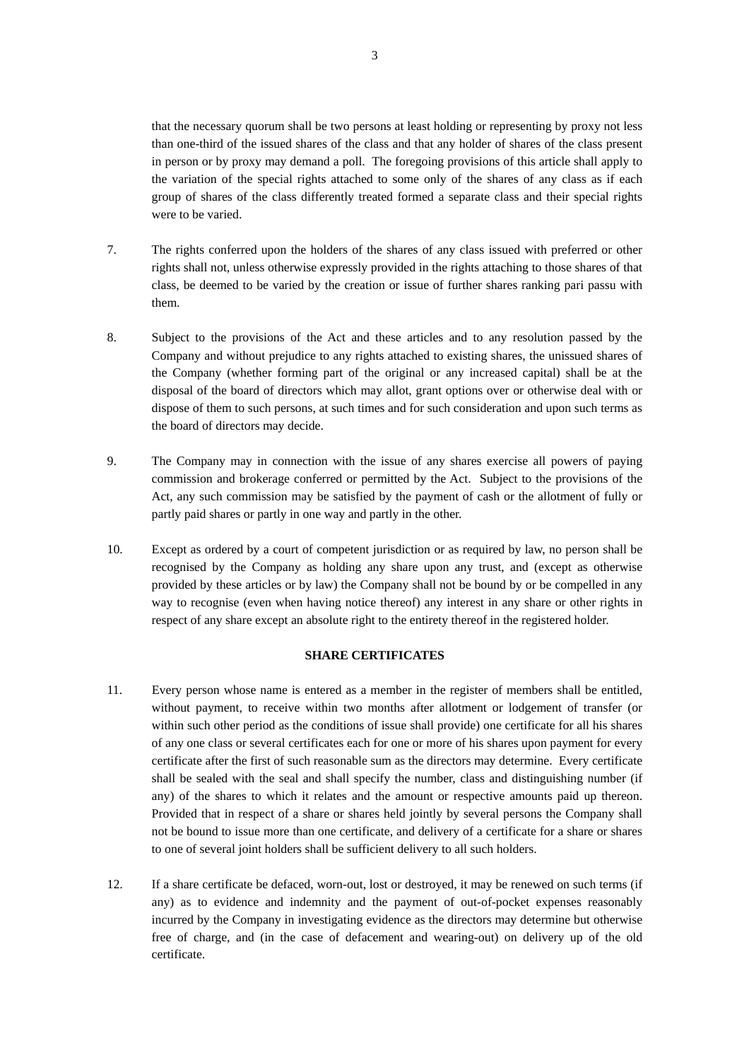that the necessary quorum shall be two persons at least holding or representing by proxy not less than one-third of the issued shares of the class and that any holder of shares of the class present in person or by proxy may demand a poll. The foregoing provisions of this article shall apply to the variation of the special rights attached to some only of the shares of any class as if each group of shares of the class differently treated formed a separate class and their special rights were to be varied.

7. The rights conferred upon the holders of the shares of any class issued with preferred or other rights shall not, unless otherwise expressly provided in the rights attaching to those shares of that class, be deemed to be varied by the creation or issue of further shares ranking pari passu with them.

8. Subject to the provisions of the Act and these articles and to any resolution passed by the Company and without prejudice to any rights attached to existing shares, the unissued shares of the Company (whether forming part of the original or any increased capital) shall be at the disposal of the board of directors which may allot, grant options over or otherwise deal with or dispose of them to such persons, at such times and for such consideration and upon such terms as the board of directors may decide.

9. The Company may in connection with the issue of any shares exercise all powers of paying commission and brokerage conferred or permitted by the Act. Subject to the provisions of the Act, any such commission may be satisfied by the payment of cash or the allotment of fully or partly paid shares or partly in one way and partly in the other.

10. Except as ordered by a court of competent jurisdiction or as required by law, no person shall be recognised by the Company as holding any share upon any trust, and (except as otherwise provided by these articles or by law) the Company shall not be bound by or be compelled in any way to recognise (even when having notice thereof) any interest in any share or other rights in respect of any share except an absolute right to the entirety thereof in the registered holder.

## SHARE CERTIFICATES

11. Every person whose name is entered as a member in the register of members shall be entitled, without payment, to receive within two months after allotment or lodgement of transfer (or within such other period as the conditions of issue shall provide) one certificate for all his shares of any one class or several certificates each for one or more of his shares upon payment for every certificate after the first of such reasonable sum as the directors may determine. Every certificate shall be sealed with the seal and shall specify the number, class and distinguishing number (if any) of the shares to which it relates and the amount or respective amounts paid up thereon. Provided that in respect of a share or shares held jointly by several persons the Company shall not be bound to issue more than one certificate, and delivery of a certificate for a share or shares to one of several joint holders shall be sufficient delivery to all such holders.

12. If a share certificate be defaced, worn-out, lost or destroyed, it may be renewed on such terms (if any) as to evidence and indemnity and the payment of out-of-pocket expenses reasonably incurred by the Company in investigating evidence as the directors may determine but otherwise free of charge, and (in the case of defacement and wearing-out) on delivery up of the old certificate.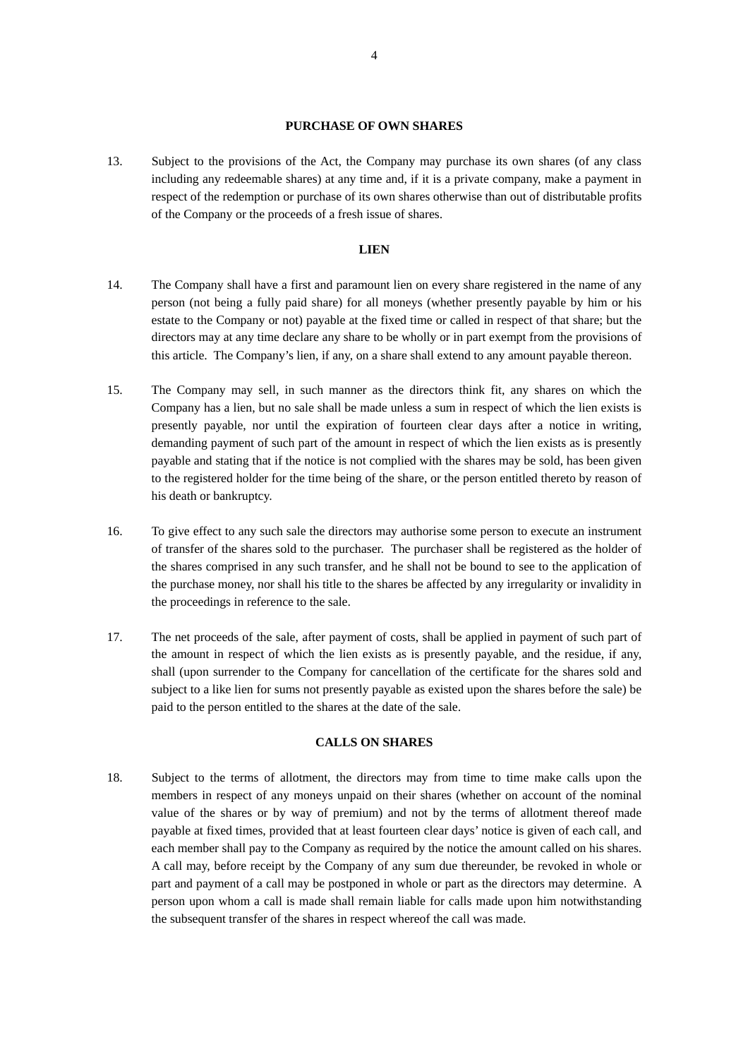## PURCHASE OF OWN SHARES

13. Subject to the provisions of the Act, the Company may purchase its own shares (of any class including any redeemable shares) at any time and, if it is a private company, make a payment in respect of the redemption or purchase of its own shares otherwise than out of distributable profits of the Company or the proceeds of a fresh issue of shares.

## LIEN

14. The Company shall have a first and paramount lien on every share registered in the name of any person (not being a fully paid share) for all moneys (whether presently payable by him or his estate to the Company or not) payable at the fixed time or called in respect of that share; but the directors may at any time declare any share to be wholly or in part exempt from the provisions of this article. The Company's lien, if any, on a share shall extend to any amount payable thereon.

15. The Company may sell, in such manner as the directors think fit, any shares on which the Company has a lien, but no sale shall be made unless a sum in respect of which the lien exists is presently payable, nor until the expiration of fourteen clear days after a notice in writing, demanding payment of such part of the amount in respect of which the lien exists as is presently payable and stating that if the notice is not complied with the shares may be sold, has been given to the registered holder for the time being of the share, or the person entitled thereto by reason of his death or bankruptcy.

16. To give effect to any such sale the directors may authorise some person to execute an instrument of transfer of the shares sold to the purchaser. The purchaser shall be registered as the holder of the shares comprised in any such transfer, and he shall not be bound to see to the application of the purchase money, nor shall his title to the shares be affected by any irregularity or invalidity in the proceedings in reference to the sale.

17. The net proceeds of the sale, after payment of costs, shall be applied in payment of such part of the amount in respect of which the lien exists as is presently payable, and the residue, if any, shall (upon surrender to the Company for cancellation of the certificate for the shares sold and subject to a like lien for sums not presently payable as existed upon the shares before the sale) be paid to the person entitled to the shares at the date of the sale.

## CALLS ON SHARES

18. Subject to the terms of allotment, the directors may from time to time make calls upon the members in respect of any moneys unpaid on their shares (whether on account of the nominal value of the shares or by way of premium) and not by the terms of allotment thereof made payable at fixed times, provided that at least fourteen clear days' notice is given of each call, and each member shall pay to the Company as required by the notice the amount called on his shares. A call may, before receipt by the Company of any sum due thereunder, be revoked in whole or part and payment of a call may be postponed in whole or part as the directors may determine. A person upon whom a call is made shall remain liable for calls made upon him notwithstanding the subsequent transfer of the shares in respect whereof the call was made.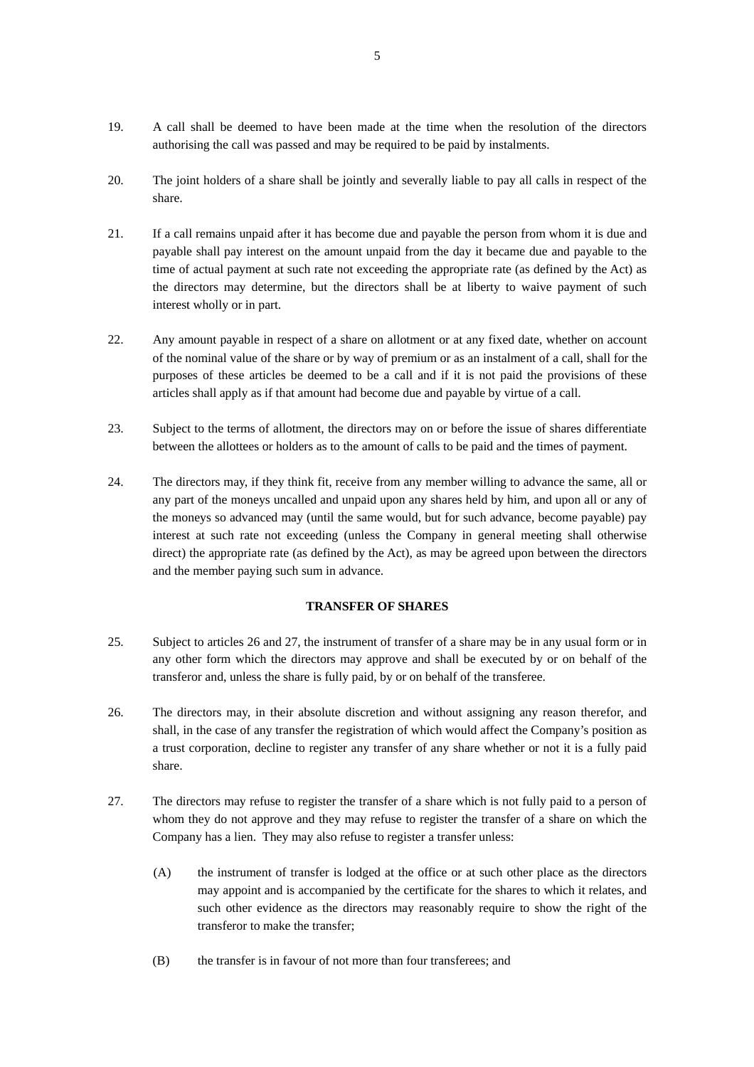19. A call shall be deemed to have been made at the time when the resolution of the directors authorising the call was passed and may be required to be paid by instalments.

20. The joint holders of a share shall be jointly and severally liable to pay all calls in respect of the share.

21. If a call remains unpaid after it has become due and payable the person from whom it is due and payable shall pay interest on the amount unpaid from the day it became due and payable to the time of actual payment at such rate not exceeding the appropriate rate (as defined by the Act) as the directors may determine, but the directors shall be at liberty to waive payment of such interest wholly or in part.

22. Any amount payable in respect of a share on allotment or at any fixed date, whether on account of the nominal value of the share or by way of premium or as an instalment of a call, shall for the purposes of these articles be deemed to be a call and if it is not paid the provisions of these articles shall apply as if that amount had become due and payable by virtue of a call.

23. Subject to the terms of allotment, the directors may on or before the issue of shares differentiate between the allottees or holders as to the amount of calls to be paid and the times of payment.

24. The directors may, if they think fit, receive from any member willing to advance the same, all or any part of the moneys uncalled and unpaid upon any shares held by him, and upon all or any of the moneys so advanced may (until the same would, but for such advance, become payable) pay interest at such rate not exceeding (unless the Company in general meeting shall otherwise direct) the appropriate rate (as defined by the Act), as may be agreed upon between the directors and the member paying such sum in advance.

## TRANSFER OF SHARES

25. Subject to articles 26 and 27, the instrument of transfer of a share may be in any usual form or in any other form which the directors may approve and shall be executed by or on behalf of the transferor and, unless the share is fully paid, by or on behalf of the transferee.

26. The directors may, in their absolute discretion and without assigning any reason therefor, and shall, in the case of any transfer the registration of which would affect the Company's position as a trust corporation, decline to register any transfer of any share whether or not it is a fully paid share.

27. The directors may refuse to register the transfer of a share which is not fully paid to a person of whom they do not approve and they may refuse to register the transfer of a share on which the Company has a lien. They may also refuse to register a transfer unless:

    (A) the instrument of transfer is lodged at the office or at such other place as the directors may appoint and is accompanied by the certificate for the shares to which it relates, and such other evidence as the directors may reasonably require to show the right of the transferor to make the transfer;

    (B) the transfer is in favour of not more than four transferees; and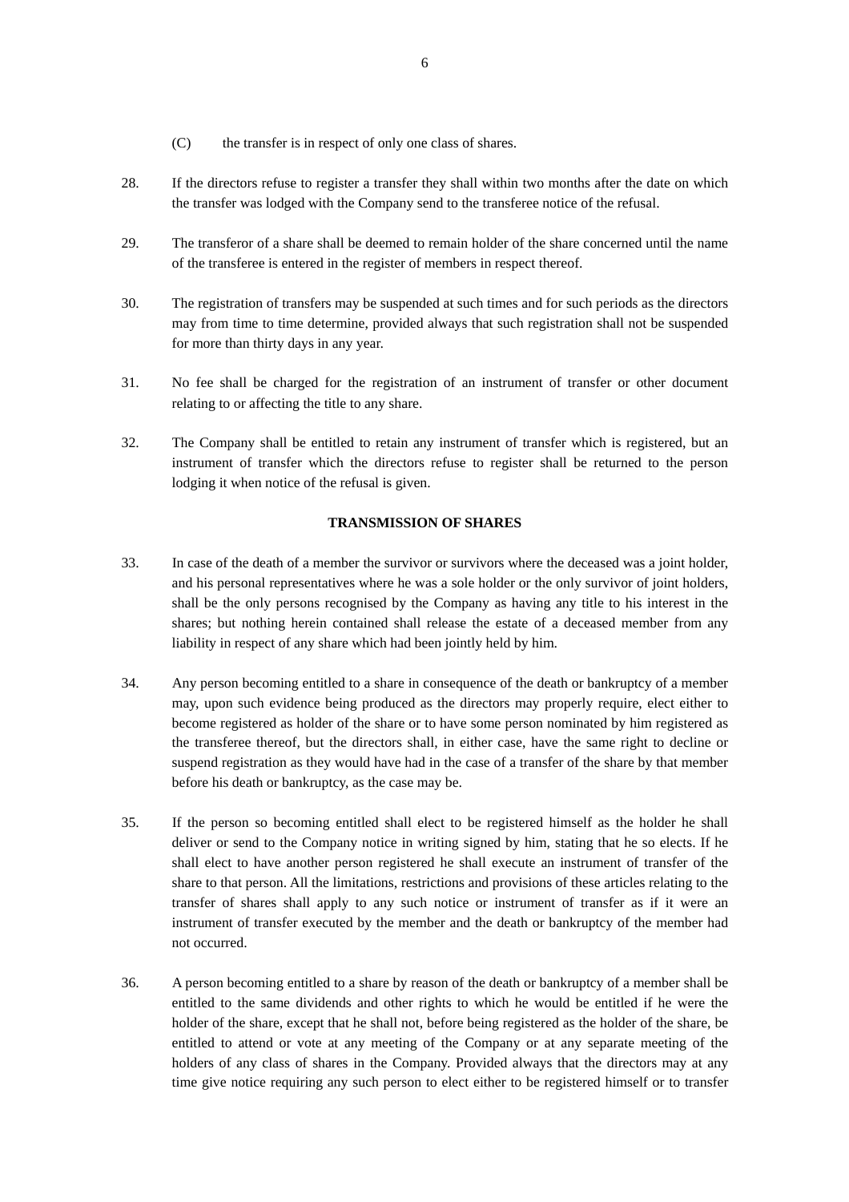(C) the transfer is in respect of only one class of shares.

28. If the directors refuse to register a transfer they shall within two months after the date on which the transfer was lodged with the Company send to the transferee notice of the refusal.

29. The transferor of a share shall be deemed to remain holder of the share concerned until the name of the transferee is entered in the register of members in respect thereof.

30. The registration of transfers may be suspended at such times and for such periods as the directors may from time to time determine, provided always that such registration shall not be suspended for more than thirty days in any year.

31. No fee shall be charged for the registration of an instrument of transfer or other document relating to or affecting the title to any share.

32. The Company shall be entitled to retain any instrument of transfer which is registered, but an instrument of transfer which the directors refuse to register shall be returned to the person lodging it when notice of the refusal is given.

**TRANSMISSION OF SHARES**

33. In case of the death of a member the survivor or survivors where the deceased was a joint holder, and his personal representatives where he was a sole holder or the only survivor of joint holders, shall be the only persons recognised by the Company as having any title to his interest in the shares; but nothing herein contained shall release the estate of a deceased member from any liability in respect of any share which had been jointly held by him.

34. Any person becoming entitled to a share in consequence of the death or bankruptcy of a member may, upon such evidence being produced as the directors may properly require, elect either to become registered as holder of the share or to have some person nominated by him registered as the transferee thereof, but the directors shall, in either case, have the same right to decline or suspend registration as they would have had in the case of a transfer of the share by that member before his death or bankruptcy, as the case may be.

35. If the person so becoming entitled shall elect to be registered himself as the holder he shall deliver or send to the Company notice in writing signed by him, stating that he so elects. If he shall elect to have another person registered he shall execute an instrument of transfer of the share to that person. All the limitations, restrictions and provisions of these articles relating to the transfer of shares shall apply to any such notice or instrument of transfer as if it were an instrument of transfer executed by the member and the death or bankruptcy of the member had not occurred.

36. A person becoming entitled to a share by reason of the death or bankruptcy of a member shall be entitled to the same dividends and other rights to which he would be entitled if he were the holder of the share, except that he shall not, before being registered as the holder of the share, be entitled to attend or vote at any meeting of the Company or at any separate meeting of the holders of any class of shares in the Company. Provided always that the directors may at any time give notice requiring any such person to elect either to be registered himself or to transfer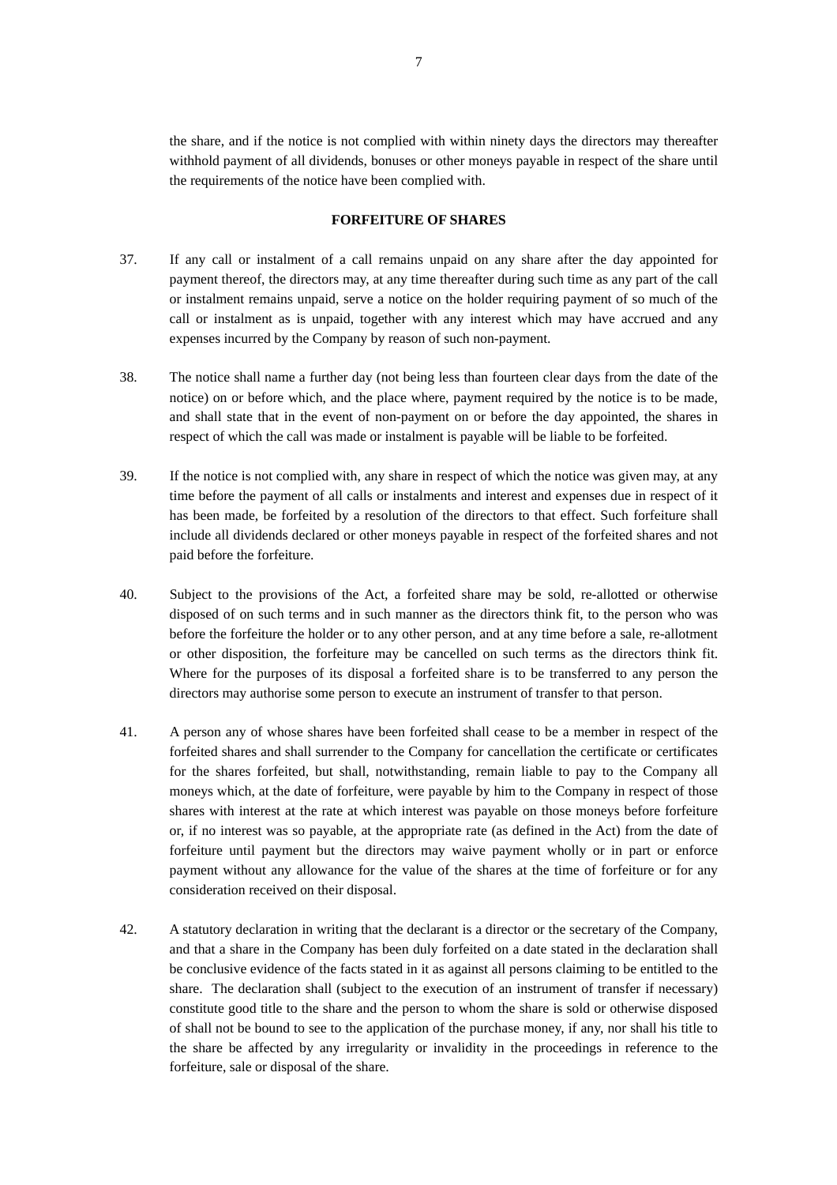the share, and if the notice is not complied with within ninety days the directors may thereafter withhold payment of all dividends, bonuses or other moneys payable in respect of the share until the requirements of the notice have been complied with.

**FORFEITURE OF SHARES**

37. If any call or instalment of a call remains unpaid on any share after the day appointed for payment thereof, the directors may, at any time thereafter during such time as any part of the call or instalment remains unpaid, serve a notice on the holder requiring payment of so much of the call or instalment as is unpaid, together with any interest which may have accrued and any expenses incurred by the Company by reason of such non-payment.

38. The notice shall name a further day (not being less than fourteen clear days from the date of the notice) on or before which, and the place where, payment required by the notice is to be made, and shall state that in the event of non-payment on or before the day appointed, the shares in respect of which the call was made or instalment is payable will be liable to be forfeited.

39. If the notice is not complied with, any share in respect of which the notice was given may, at any time before the payment of all calls or instalments and interest and expenses due in respect of it has been made, be forfeited by a resolution of the directors to that effect. Such forfeiture shall include all dividends declared or other moneys payable in respect of the forfeited shares and not paid before the forfeiture.

40. Subject to the provisions of the Act, a forfeited share may be sold, re-allotted or otherwise disposed of on such terms and in such manner as the directors think fit, to the person who was before the forfeiture the holder or to any other person, and at any time before a sale, re-allotment or other disposition, the forfeiture may be cancelled on such terms as the directors think fit. Where for the purposes of its disposal a forfeited share is to be transferred to any person the directors may authorise some person to execute an instrument of transfer to that person.

41. A person any of whose shares have been forfeited shall cease to be a member in respect of the forfeited shares and shall surrender to the Company for cancellation the certificate or certificates for the shares forfeited, but shall, notwithstanding, remain liable to pay to the Company all moneys which, at the date of forfeiture, were payable by him to the Company in respect of those shares with interest at the rate at which interest was payable on those moneys before forfeiture or, if no interest was so payable, at the appropriate rate (as defined in the Act) from the date of forfeiture until payment but the directors may waive payment wholly or in part or enforce payment without any allowance for the value of the shares at the time of forfeiture or for any consideration received on their disposal.

42. A statutory declaration in writing that the declarant is a director or the secretary of the Company, and that a share in the Company has been duly forfeited on a date stated in the declaration shall be conclusive evidence of the facts stated in it as against all persons claiming to be entitled to the share. The declaration shall (subject to the execution of an instrument of transfer if necessary) constitute good title to the share and the person to whom the share is sold or otherwise disposed of shall not be bound to see to the application of the purchase money, if any, nor shall his title to the share be affected by any irregularity or invalidity in the proceedings in reference to the forfeiture, sale or disposal of the share.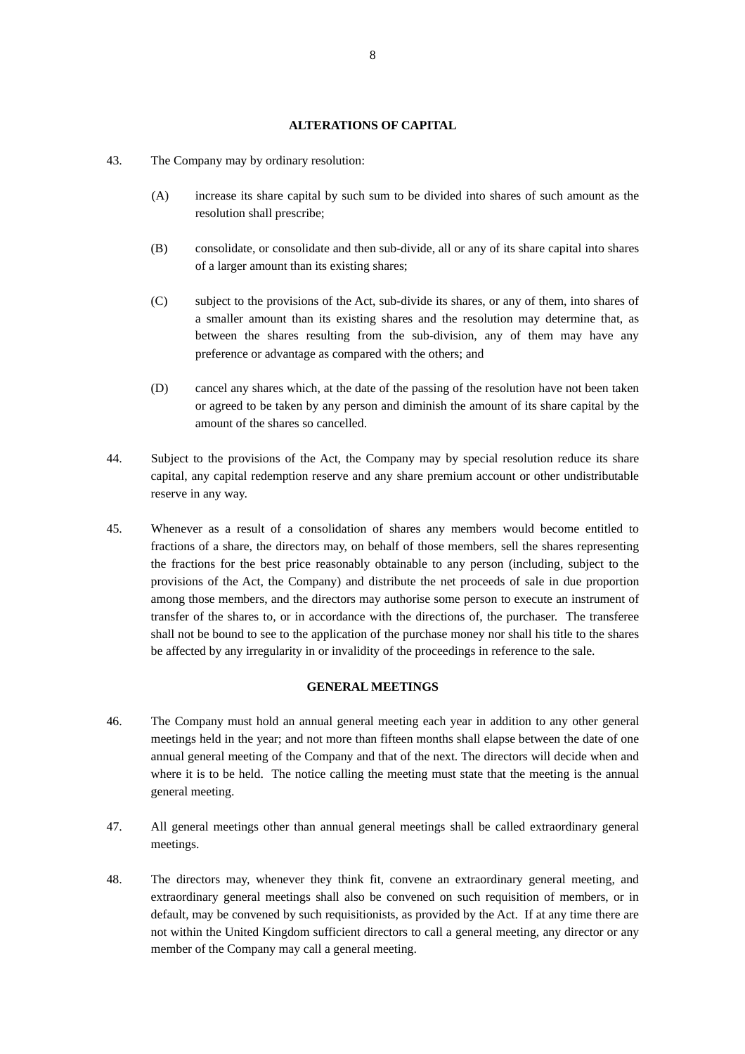## ALTERATIONS OF CAPITAL

43. The Company may by ordinary resolution:

    (A) increase its share capital by such sum to be divided into shares of such amount as the resolution shall prescribe;

    (B) consolidate, or consolidate and then sub-divide, all or any of its share capital into shares of a larger amount than its existing shares;

    (C) subject to the provisions of the Act, sub-divide its shares, or any of them, into shares of a smaller amount than its existing shares and the resolution may determine that, as between the shares resulting from the sub-division, any of them may have any preference or advantage as compared with the others; and

    (D) cancel any shares which, at the date of the passing of the resolution have not been taken or agreed to be taken by any person and diminish the amount of its share capital by the amount of the shares so cancelled.

44. Subject to the provisions of the Act, the Company may by special resolution reduce its share capital, any capital redemption reserve and any share premium account or other undistributable reserve in any way.

45. Whenever as a result of a consolidation of shares any members would become entitled to fractions of a share, the directors may, on behalf of those members, sell the shares representing the fractions for the best price reasonably obtainable to any person (including, subject to the provisions of the Act, the Company) and distribute the net proceeds of sale in due proportion among those members, and the directors may authorise some person to execute an instrument of transfer of the shares to, or in accordance with the directions of, the purchaser. The transferee shall not be bound to see to the application of the purchase money nor shall his title to the shares be affected by any irregularity in or invalidity of the proceedings in reference to the sale.

## GENERAL MEETINGS

46. The Company must hold an annual general meeting each year in addition to any other general meetings held in the year; and not more than fifteen months shall elapse between the date of one annual general meeting of the Company and that of the next. The directors will decide when and where it is to be held. The notice calling the meeting must state that the meeting is the annual general meeting.

47. All general meetings other than annual general meetings shall be called extraordinary general meetings.

48. The directors may, whenever they think fit, convene an extraordinary general meeting, and extraordinary general meetings shall also be convened on such requisition of members, or in default, may be convened by such requisitionists, as provided by the Act. If at any time there are not within the United Kingdom sufficient directors to call a general meeting, any director or any member of the Company may call a general meeting.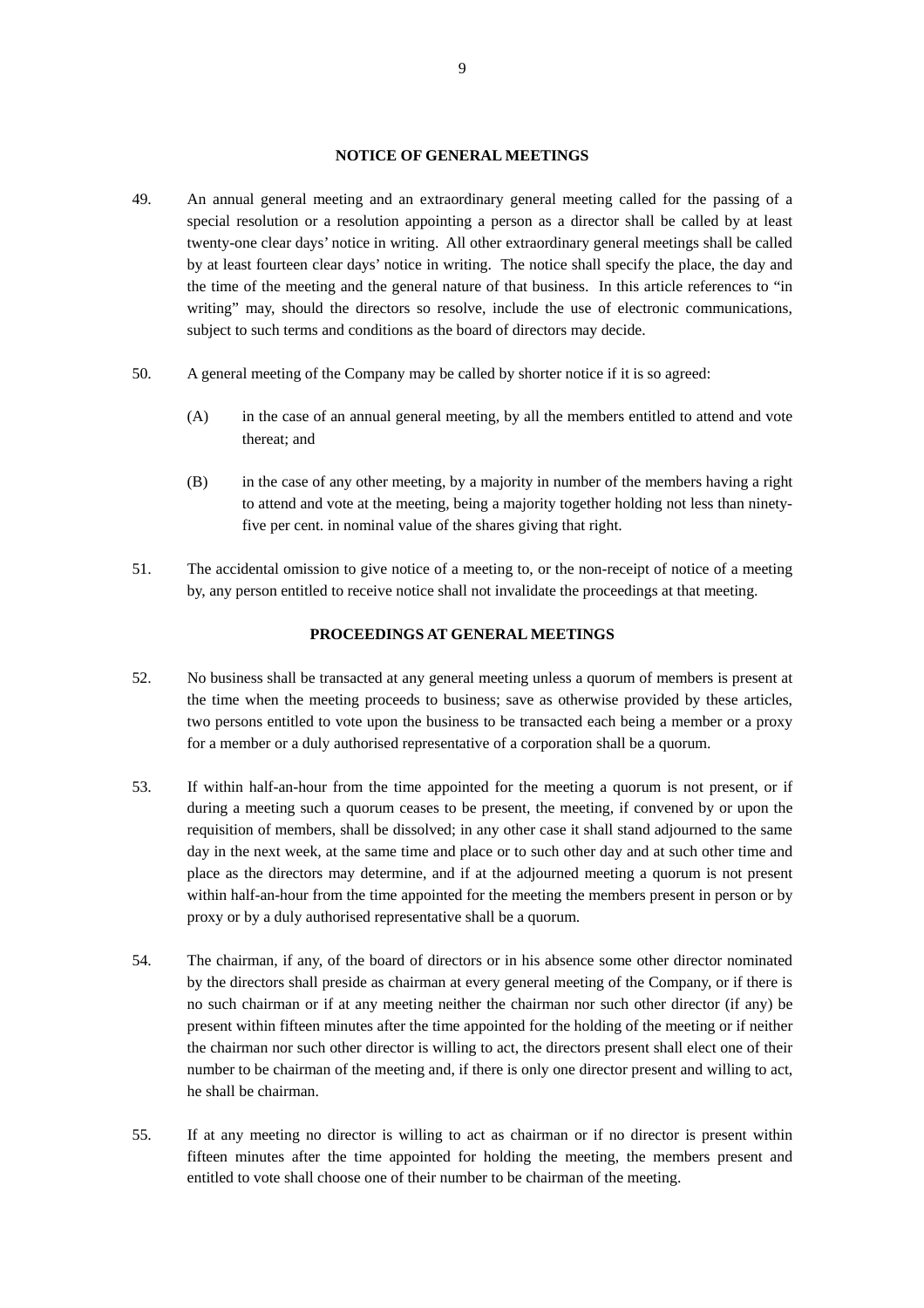## NOTICE OF GENERAL MEETINGS

49. An annual general meeting and an extraordinary general meeting called for the passing of a special resolution or a resolution appointing a person as a director shall be called by at least twenty-one clear days' notice in writing. All other extraordinary general meetings shall be called by at least fourteen clear days' notice in writing. The notice shall specify the place, the day and the time of the meeting and the general nature of that business. In this article references to "in writing" may, should the directors so resolve, include the use of electronic communications, subject to such terms and conditions as the board of directors may decide.

50. A general meeting of the Company may be called by shorter notice if it is so agreed:

    (A) in the case of an annual general meeting, by all the members entitled to attend and vote thereat; and

    (B) in the case of any other meeting, by a majority in number of the members having a right to attend and vote at the meeting, being a majority together holding not less than ninety-five per cent. in nominal value of the shares giving that right.

51. The accidental omission to give notice of a meeting to, or the non-receipt of notice of a meeting by, any person entitled to receive notice shall not invalidate the proceedings at that meeting.

## PROCEEDINGS AT GENERAL MEETINGS

52. No business shall be transacted at any general meeting unless a quorum of members is present at the time when the meeting proceeds to business; save as otherwise provided by these articles, two persons entitled to vote upon the business to be transacted each being a member or a proxy for a member or a duly authorised representative of a corporation shall be a quorum.

53. If within half-an-hour from the time appointed for the meeting a quorum is not present, or if during a meeting such a quorum ceases to be present, the meeting, if convened by or upon the requisition of members, shall be dissolved; in any other case it shall stand adjourned to the same day in the next week, at the same time and place or to such other day and at such other time and place as the directors may determine, and if at the adjourned meeting a quorum is not present within half-an-hour from the time appointed for the meeting the members present in person or by proxy or by a duly authorised representative shall be a quorum.

54. The chairman, if any, of the board of directors or in his absence some other director nominated by the directors shall preside as chairman at every general meeting of the Company, or if there is no such chairman or if at any meeting neither the chairman nor such other director (if any) be present within fifteen minutes after the time appointed for the holding of the meeting or if neither the chairman nor such other director is willing to act, the directors present shall elect one of their number to be chairman of the meeting and, if there is only one director present and willing to act, he shall be chairman.

55. If at any meeting no director is willing to act as chairman or if no director is present within fifteen minutes after the time appointed for holding the meeting, the members present and entitled to vote shall choose one of their number to be chairman of the meeting.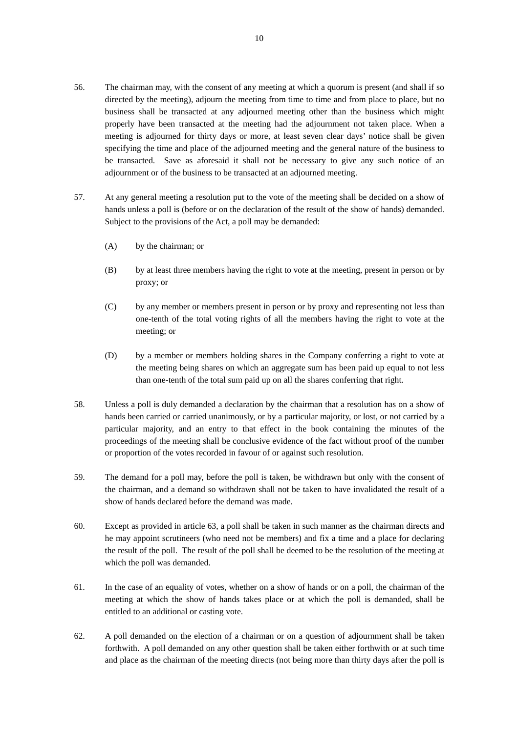56. The chairman may, with the consent of any meeting at which a quorum is present (and shall if so directed by the meeting), adjourn the meeting from time to time and from place to place, but no business shall be transacted at any adjourned meeting other than the business which might properly have been transacted at the meeting had the adjournment not taken place. When a meeting is adjourned for thirty days or more, at least seven clear days' notice shall be given specifying the time and place of the adjourned meeting and the general nature of the business to be transacted. Save as aforesaid it shall not be necessary to give any such notice of an adjournment or of the business to be transacted at an adjourned meeting.

57. At any general meeting a resolution put to the vote of the meeting shall be decided on a show of hands unless a poll is (before or on the declaration of the result of the show of hands) demanded. Subject to the provisions of the Act, a poll may be demanded:

    (A) by the chairman; or

    (B) by at least three members having the right to vote at the meeting, present in person or by proxy; or

    (C) by any member or members present in person or by proxy and representing not less than one-tenth of the total voting rights of all the members having the right to vote at the meeting; or

    (D) by a member or members holding shares in the Company conferring a right to vote at the meeting being shares on which an aggregate sum has been paid up equal to not less than one-tenth of the total sum paid up on all the shares conferring that right.

58. Unless a poll is duly demanded a declaration by the chairman that a resolution has on a show of hands been carried or carried unanimously, or by a particular majority, or lost, or not carried by a particular majority, and an entry to that effect in the book containing the minutes of the proceedings of the meeting shall be conclusive evidence of the fact without proof of the number or proportion of the votes recorded in favour of or against such resolution.

59. The demand for a poll may, before the poll is taken, be withdrawn but only with the consent of the chairman, and a demand so withdrawn shall not be taken to have invalidated the result of a show of hands declared before the demand was made.

60. Except as provided in article 63, a poll shall be taken in such manner as the chairman directs and he may appoint scrutineers (who need not be members) and fix a time and a place for declaring the result of the poll. The result of the poll shall be deemed to be the resolution of the meeting at which the poll was demanded.

61. In the case of an equality of votes, whether on a show of hands or on a poll, the chairman of the meeting at which the show of hands takes place or at which the poll is demanded, shall be entitled to an additional or casting vote.

62. A poll demanded on the election of a chairman or on a question of adjournment shall be taken forthwith. A poll demanded on any other question shall be taken either forthwith or at such time and place as the chairman of the meeting directs (not being more than thirty days after the poll is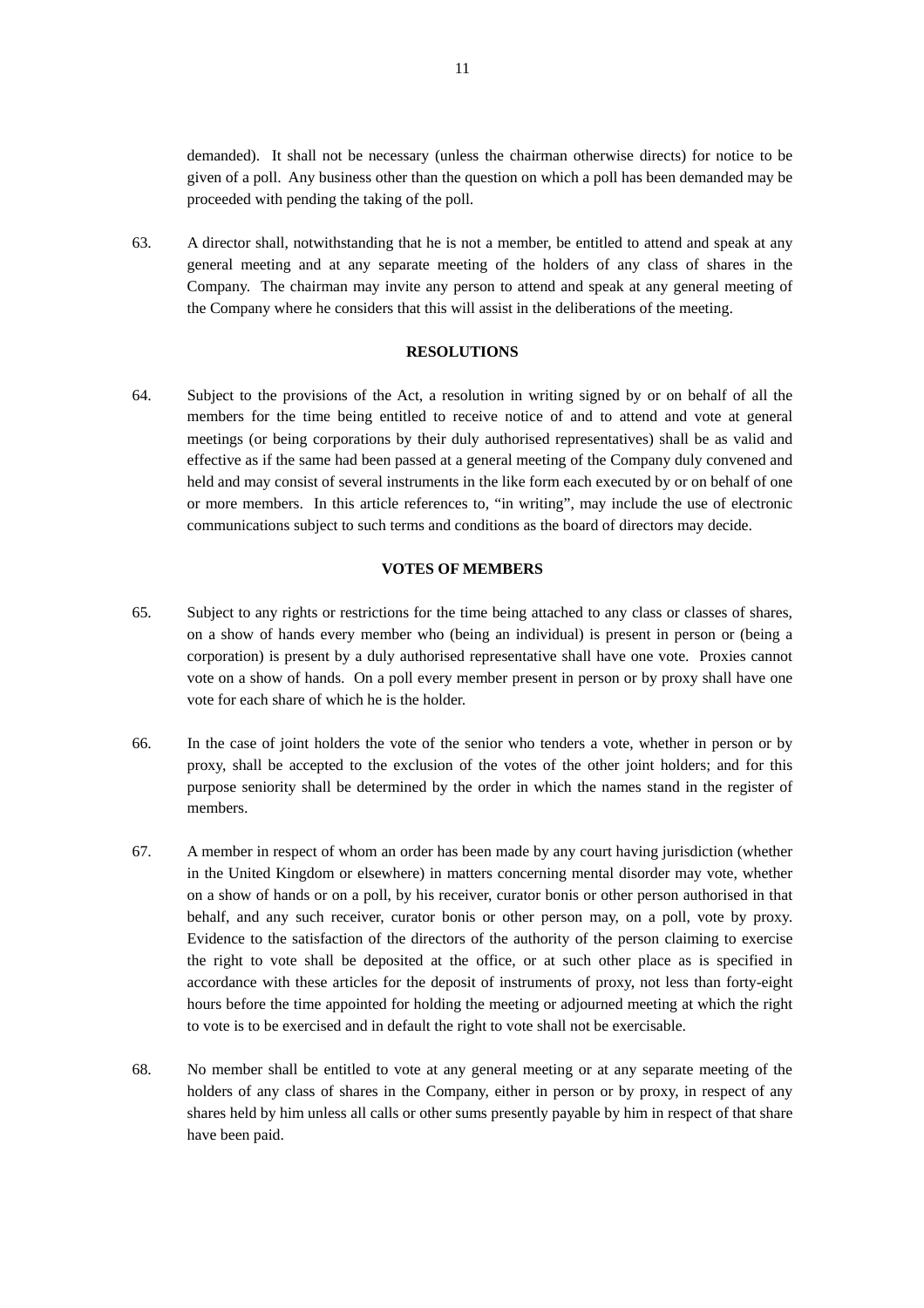demanded). It shall not be necessary (unless the chairman otherwise directs) for notice to be given of a poll. Any business other than the question on which a poll has been demanded may be proceeded with pending the taking of the poll.

63. A director shall, notwithstanding that he is not a member, be entitled to attend and speak at any general meeting and at any separate meeting of the holders of any class of shares in the Company. The chairman may invite any person to attend and speak at any general meeting of the Company where he considers that this will assist in the deliberations of the meeting.

**RESOLUTIONS**

64. Subject to the provisions of the Act, a resolution in writing signed by or on behalf of all the members for the time being entitled to receive notice of and to attend and vote at general meetings (or being corporations by their duly authorised representatives) shall be as valid and effective as if the same had been passed at a general meeting of the Company duly convened and held and may consist of several instruments in the like form each executed by or on behalf of one or more members. In this article references to, "in writing", may include the use of electronic communications subject to such terms and conditions as the board of directors may decide.

**VOTES OF MEMBERS**

65. Subject to any rights or restrictions for the time being attached to any class or classes of shares, on a show of hands every member who (being an individual) is present in person or (being a corporation) is present by a duly authorised representative shall have one vote. Proxies cannot vote on a show of hands. On a poll every member present in person or by proxy shall have one vote for each share of which he is the holder.

66. In the case of joint holders the vote of the senior who tenders a vote, whether in person or by proxy, shall be accepted to the exclusion of the votes of the other joint holders; and for this purpose seniority shall be determined by the order in which the names stand in the register of members.

67. A member in respect of whom an order has been made by any court having jurisdiction (whether in the United Kingdom or elsewhere) in matters concerning mental disorder may vote, whether on a show of hands or on a poll, by his receiver, curator bonis or other person authorised in that behalf, and any such receiver, curator bonis or other person may, on a poll, vote by proxy. Evidence to the satisfaction of the directors of the authority of the person claiming to exercise the right to vote shall be deposited at the office, or at such other place as is specified in accordance with these articles for the deposit of instruments of proxy, not less than forty-eight hours before the time appointed for holding the meeting or adjourned meeting at which the right to vote is to be exercised and in default the right to vote shall not be exercisable.

68. No member shall be entitled to vote at any general meeting or at any separate meeting of the holders of any class of shares in the Company, either in person or by proxy, in respect of any shares held by him unless all calls or other sums presently payable by him in respect of that share have been paid.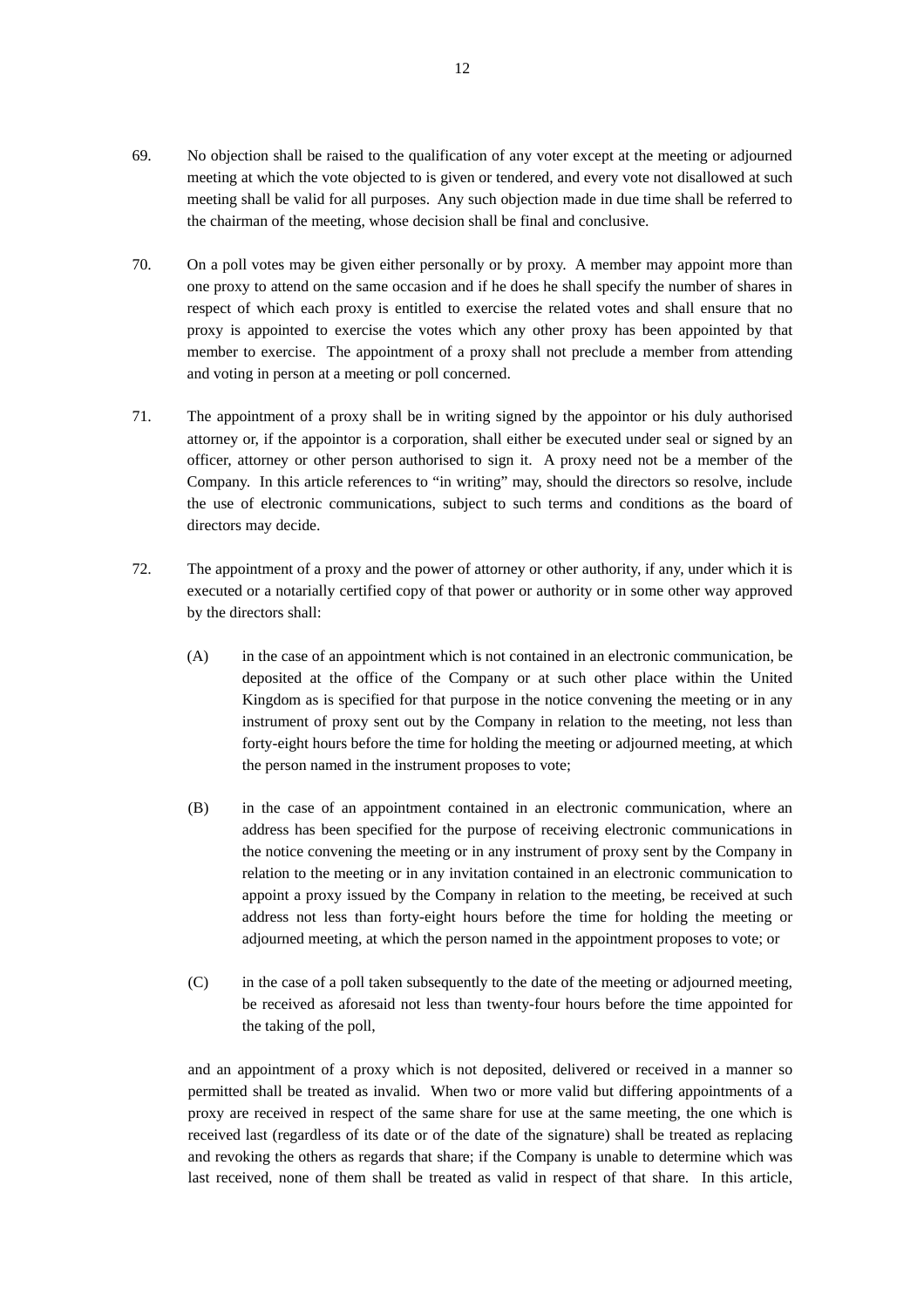69. No objection shall be raised to the qualification of any voter except at the meeting or adjourned meeting at which the vote objected to is given or tendered, and every vote not disallowed at such meeting shall be valid for all purposes. Any such objection made in due time shall be referred to the chairman of the meeting, whose decision shall be final and conclusive.

70. On a poll votes may be given either personally or by proxy. A member may appoint more than one proxy to attend on the same occasion and if he does he shall specify the number of shares in respect of which each proxy is entitled to exercise the related votes and shall ensure that no proxy is appointed to exercise the votes which any other proxy has been appointed by that member to exercise. The appointment of a proxy shall not preclude a member from attending and voting in person at a meeting or poll concerned.

71. The appointment of a proxy shall be in writing signed by the appointor or his duly authorised attorney or, if the appointor is a corporation, shall either be executed under seal or signed by an officer, attorney or other person authorised to sign it. A proxy need not be a member of the Company. In this article references to "in writing" may, should the directors so resolve, include the use of electronic communications, subject to such terms and conditions as the board of directors may decide.

72. The appointment of a proxy and the power of attorney or other authority, if any, under which it is executed or a notarially certified copy of that power or authority or in some other way approved by the directors shall:

    (A) in the case of an appointment which is not contained in an electronic communication, be deposited at the office of the Company or at such other place within the United Kingdom as is specified for that purpose in the notice convening the meeting or in any instrument of proxy sent out by the Company in relation to the meeting, not less than forty-eight hours before the time for holding the meeting or adjourned meeting, at which the person named in the instrument proposes to vote;

    (B) in the case of an appointment contained in an electronic communication, where an address has been specified for the purpose of receiving electronic communications in the notice convening the meeting or in any instrument of proxy sent by the Company in relation to the meeting or in any invitation contained in an electronic communication to appoint a proxy issued by the Company in relation to the meeting, be received at such address not less than forty-eight hours before the time for holding the meeting or adjourned meeting, at which the person named in the appointment proposes to vote; or

    (C) in the case of a poll taken subsequently to the date of the meeting or adjourned meeting, be received as aforesaid not less than twenty-four hours before the time appointed for the taking of the poll,

    and an appointment of a proxy which is not deposited, delivered or received in a manner so permitted shall be treated as invalid. When two or more valid but differing appointments of a proxy are received in respect of the same share for use at the same meeting, the one which is received last (regardless of its date or of the date of the signature) shall be treated as replacing and revoking the others as regards that share; if the Company is unable to determine which was last received, none of them shall be treated as valid in respect of that share. In this article,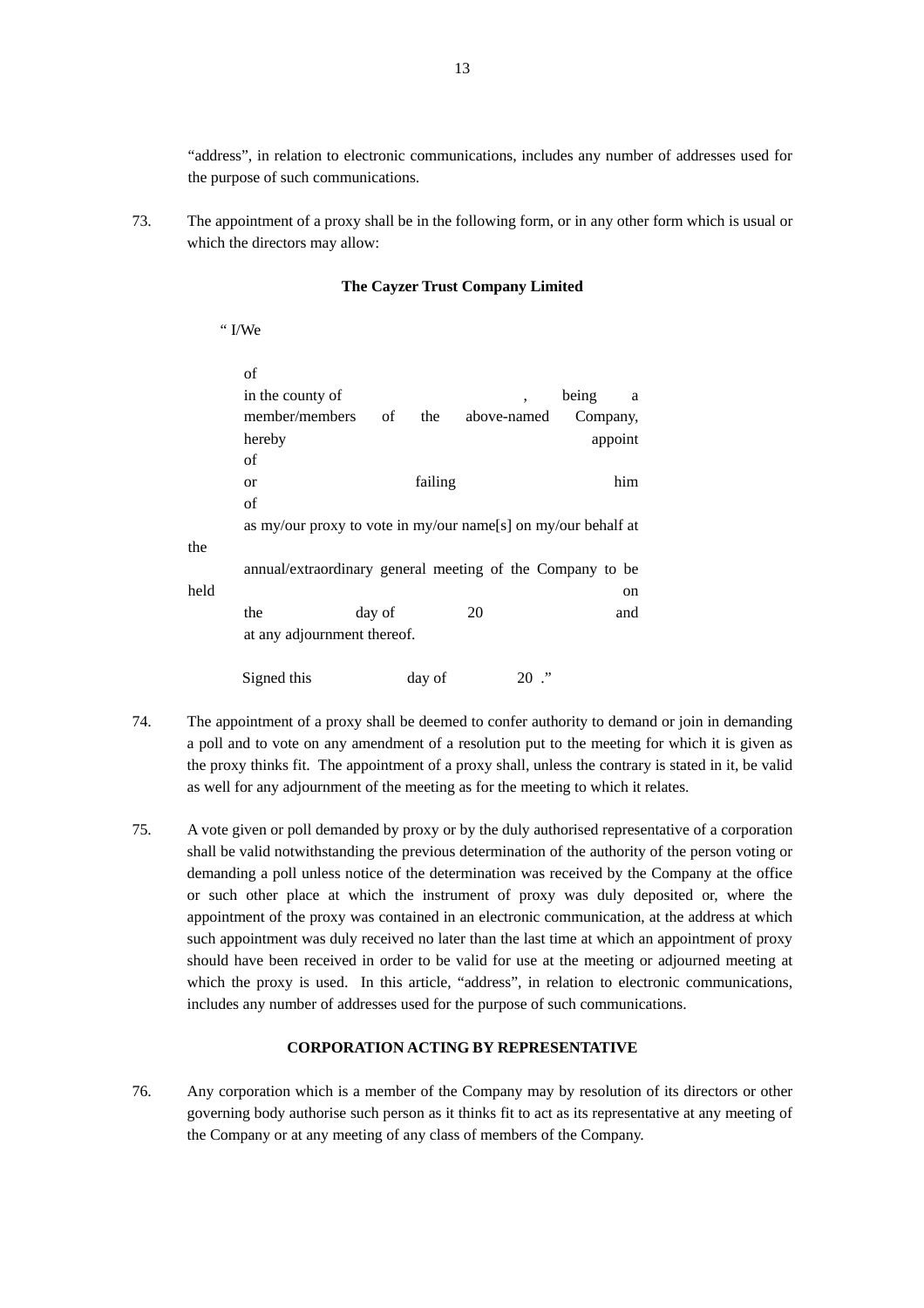"address", in relation to electronic communications, includes any number of addresses used for the purpose of such communications.

73. The appointment of a proxy shall be in the following form, or in any other form which is usual or which the directors may allow:

**The Cayzer Trust Company Limited**

" I/We

of
in the county of , being a member/members of the above-named Company, hereby appoint
of
or failing him
of
as my/our proxy to vote in my/our name[s] on my/our behalf at the annual/extraordinary general meeting of the Company to be held on the day of 20 and at any adjournment thereof.

Signed this day of 20 ."

74. The appointment of a proxy shall be deemed to confer authority to demand or join in demanding a poll and to vote on any amendment of a resolution put to the meeting for which it is given as the proxy thinks fit. The appointment of a proxy shall, unless the contrary is stated in it, be valid as well for any adjournment of the meeting as for the meeting to which it relates.

75. A vote given or poll demanded by proxy or by the duly authorised representative of a corporation shall be valid notwithstanding the previous determination of the authority of the person voting or demanding a poll unless notice of the determination was received by the Company at the office or such other place at which the instrument of proxy was duly deposited or, where the appointment of the proxy was contained in an electronic communication, at the address at which such appointment was duly received no later than the last time at which an appointment of proxy should have been received in order to be valid for use at the meeting or adjourned meeting at which the proxy is used. In this article, "address", in relation to electronic communications, includes any number of addresses used for the purpose of such communications.

**CORPORATION ACTING BY REPRESENTATIVE**

76. Any corporation which is a member of the Company may by resolution of its directors or other governing body authorise such person as it thinks fit to act as its representative at any meeting of the Company or at any meeting of any class of members of the Company.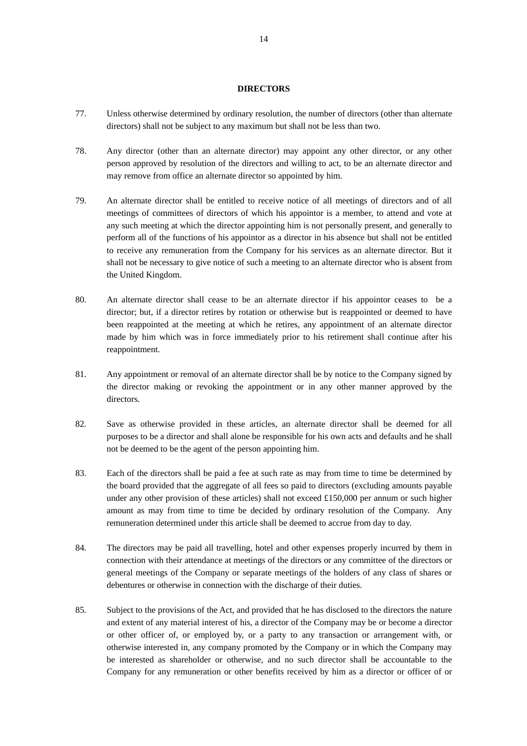## DIRECTORS

77. Unless otherwise determined by ordinary resolution, the number of directors (other than alternate directors) shall not be subject to any maximum but shall not be less than two.

78. Any director (other than an alternate director) may appoint any other director, or any other person approved by resolution of the directors and willing to act, to be an alternate director and may remove from office an alternate director so appointed by him.

79. An alternate director shall be entitled to receive notice of all meetings of directors and of all meetings of committees of directors of which his appointor is a member, to attend and vote at any such meeting at which the director appointing him is not personally present, and generally to perform all of the functions of his appointor as a director in his absence but shall not be entitled to receive any remuneration from the Company for his services as an alternate director. But it shall not be necessary to give notice of such a meeting to an alternate director who is absent from the United Kingdom.

80. An alternate director shall cease to be an alternate director if his appointor ceases to be a director; but, if a director retires by rotation or otherwise but is reappointed or deemed to have been reappointed at the meeting at which he retires, any appointment of an alternate director made by him which was in force immediately prior to his retirement shall continue after his reappointment.

81. Any appointment or removal of an alternate director shall be by notice to the Company signed by the director making or revoking the appointment or in any other manner approved by the directors.

82. Save as otherwise provided in these articles, an alternate director shall be deemed for all purposes to be a director and shall alone be responsible for his own acts and defaults and he shall not be deemed to be the agent of the person appointing him.

83. Each of the directors shall be paid a fee at such rate as may from time to time be determined by the board provided that the aggregate of all fees so paid to directors (excluding amounts payable under any other provision of these articles) shall not exceed £150,000 per annum or such higher amount as may from time to time be decided by ordinary resolution of the Company. Any remuneration determined under this article shall be deemed to accrue from day to day.

84. The directors may be paid all travelling, hotel and other expenses properly incurred by them in connection with their attendance at meetings of the directors or any committee of the directors or general meetings of the Company or separate meetings of the holders of any class of shares or debentures or otherwise in connection with the discharge of their duties.

85. Subject to the provisions of the Act, and provided that he has disclosed to the directors the nature and extent of any material interest of his, a director of the Company may be or become a director or other officer of, or employed by, or a party to any transaction or arrangement with, or otherwise interested in, any company promoted by the Company or in which the Company may be interested as shareholder or otherwise, and no such director shall be accountable to the Company for any remuneration or other benefits received by him as a director or officer of or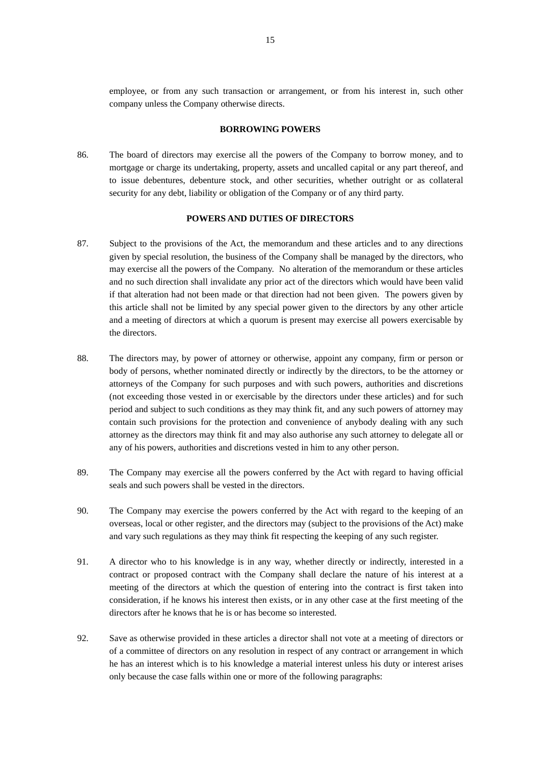employee, or from any such transaction or arrangement, or from his interest in, such other company unless the Company otherwise directs.

## BORROWING POWERS

86. The board of directors may exercise all the powers of the Company to borrow money, and to mortgage or charge its undertaking, property, assets and uncalled capital or any part thereof, and to issue debentures, debenture stock, and other securities, whether outright or as collateral security for any debt, liability or obligation of the Company or of any third party.

## POWERS AND DUTIES OF DIRECTORS

87. Subject to the provisions of the Act, the memorandum and these articles and to any directions given by special resolution, the business of the Company shall be managed by the directors, who may exercise all the powers of the Company. No alteration of the memorandum or these articles and no such direction shall invalidate any prior act of the directors which would have been valid if that alteration had not been made or that direction had not been given. The powers given by this article shall not be limited by any special power given to the directors by any other article and a meeting of directors at which a quorum is present may exercise all powers exercisable by the directors.

88. The directors may, by power of attorney or otherwise, appoint any company, firm or person or body of persons, whether nominated directly or indirectly by the directors, to be the attorney or attorneys of the Company for such purposes and with such powers, authorities and discretions (not exceeding those vested in or exercisable by the directors under these articles) and for such period and subject to such conditions as they may think fit, and any such powers of attorney may contain such provisions for the protection and convenience of anybody dealing with any such attorney as the directors may think fit and may also authorise any such attorney to delegate all or any of his powers, authorities and discretions vested in him to any other person.

89. The Company may exercise all the powers conferred by the Act with regard to having official seals and such powers shall be vested in the directors.

90. The Company may exercise the powers conferred by the Act with regard to the keeping of an overseas, local or other register, and the directors may (subject to the provisions of the Act) make and vary such regulations as they may think fit respecting the keeping of any such register.

91. A director who to his knowledge is in any way, whether directly or indirectly, interested in a contract or proposed contract with the Company shall declare the nature of his interest at a meeting of the directors at which the question of entering into the contract is first taken into consideration, if he knows his interest then exists, or in any other case at the first meeting of the directors after he knows that he is or has become so interested.

92. Save as otherwise provided in these articles a director shall not vote at a meeting of directors or of a committee of directors on any resolution in respect of any contract or arrangement in which he has an interest which is to his knowledge a material interest unless his duty or interest arises only because the case falls within one or more of the following paragraphs: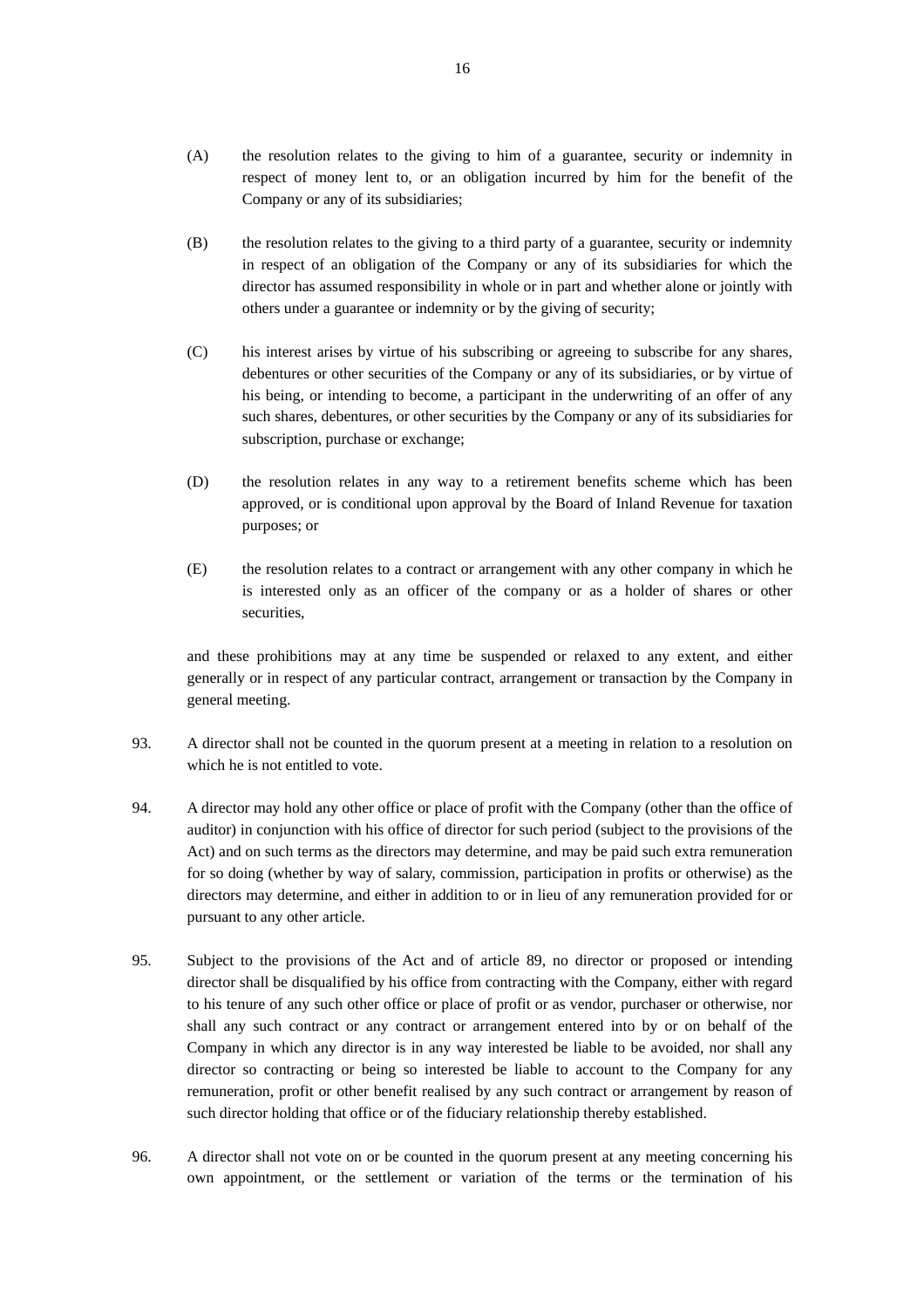(A) the resolution relates to the giving to him of a guarantee, security or indemnity in respect of money lent to, or an obligation incurred by him for the benefit of the Company or any of its subsidiaries;

(B) the resolution relates to the giving to a third party of a guarantee, security or indemnity in respect of an obligation of the Company or any of its subsidiaries for which the director has assumed responsibility in whole or in part and whether alone or jointly with others under a guarantee or indemnity or by the giving of security;

(C) his interest arises by virtue of his subscribing or agreeing to subscribe for any shares, debentures or other securities of the Company or any of its subsidiaries, or by virtue of his being, or intending to become, a participant in the underwriting of an offer of any such shares, debentures, or other securities by the Company or any of its subsidiaries for subscription, purchase or exchange;

(D) the resolution relates in any way to a retirement benefits scheme which has been approved, or is conditional upon approval by the Board of Inland Revenue for taxation purposes; or

(E) the resolution relates to a contract or arrangement with any other company in which he is interested only as an officer of the company or as a holder of shares or other securities,

and these prohibitions may at any time be suspended or relaxed to any extent, and either generally or in respect of any particular contract, arrangement or transaction by the Company in general meeting.

93. A director shall not be counted in the quorum present at a meeting in relation to a resolution on which he is not entitled to vote.

94. A director may hold any other office or place of profit with the Company (other than the office of auditor) in conjunction with his office of director for such period (subject to the provisions of the Act) and on such terms as the directors may determine, and may be paid such extra remuneration for so doing (whether by way of salary, commission, participation in profits or otherwise) as the directors may determine, and either in addition to or in lieu of any remuneration provided for or pursuant to any other article.

95. Subject to the provisions of the Act and of article 89, no director or proposed or intending director shall be disqualified by his office from contracting with the Company, either with regard to his tenure of any such other office or place of profit or as vendor, purchaser or otherwise, nor shall any such contract or any contract or arrangement entered into by or on behalf of the Company in which any director is in any way interested be liable to be avoided, nor shall any director so contracting or being so interested be liable to account to the Company for any remuneration, profit or other benefit realised by any such contract or arrangement by reason of such director holding that office or of the fiduciary relationship thereby established.

96. A director shall not vote on or be counted in the quorum present at any meeting concerning his own appointment, or the settlement or variation of the terms or the termination of his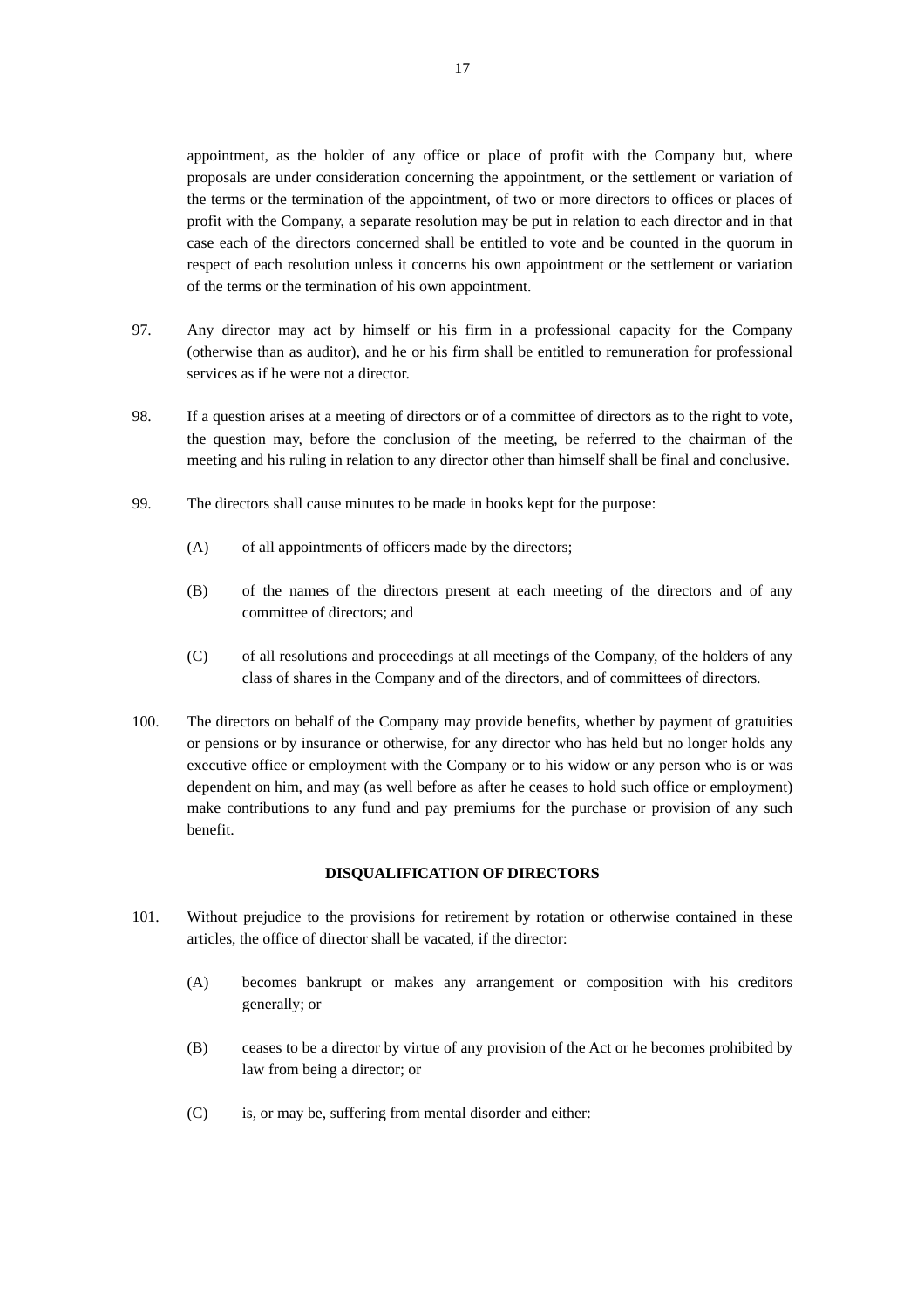appointment, as the holder of any office or place of profit with the Company but, where proposals are under consideration concerning the appointment, or the settlement or variation of the terms or the termination of the appointment, of two or more directors to offices or places of profit with the Company, a separate resolution may be put in relation to each director and in that case each of the directors concerned shall be entitled to vote and be counted in the quorum in respect of each resolution unless it concerns his own appointment or the settlement or variation of the terms or the termination of his own appointment.

97. Any director may act by himself or his firm in a professional capacity for the Company (otherwise than as auditor), and he or his firm shall be entitled to remuneration for professional services as if he were not a director.

98. If a question arises at a meeting of directors or of a committee of directors as to the right to vote, the question may, before the conclusion of the meeting, be referred to the chairman of the meeting and his ruling in relation to any director other than himself shall be final and conclusive.

99. The directors shall cause minutes to be made in books kept for the purpose:

(A) of all appointments of officers made by the directors;

(B) of the names of the directors present at each meeting of the directors and of any committee of directors; and

(C) of all resolutions and proceedings at all meetings of the Company, of the holders of any class of shares in the Company and of the directors, and of committees of directors.

100. The directors on behalf of the Company may provide benefits, whether by payment of gratuities or pensions or by insurance or otherwise, for any director who has held but no longer holds any executive office or employment with the Company or to his widow or any person who is or was dependent on him, and may (as well before as after he ceases to hold such office or employment) make contributions to any fund and pay premiums for the purchase or provision of any such benefit.

**DISQUALIFICATION OF DIRECTORS**

101. Without prejudice to the provisions for retirement by rotation or otherwise contained in these articles, the office of director shall be vacated, if the director:

(A) becomes bankrupt or makes any arrangement or composition with his creditors generally; or

(B) ceases to be a director by virtue of any provision of the Act or he becomes prohibited by law from being a director; or

(C) is, or may be, suffering from mental disorder and either: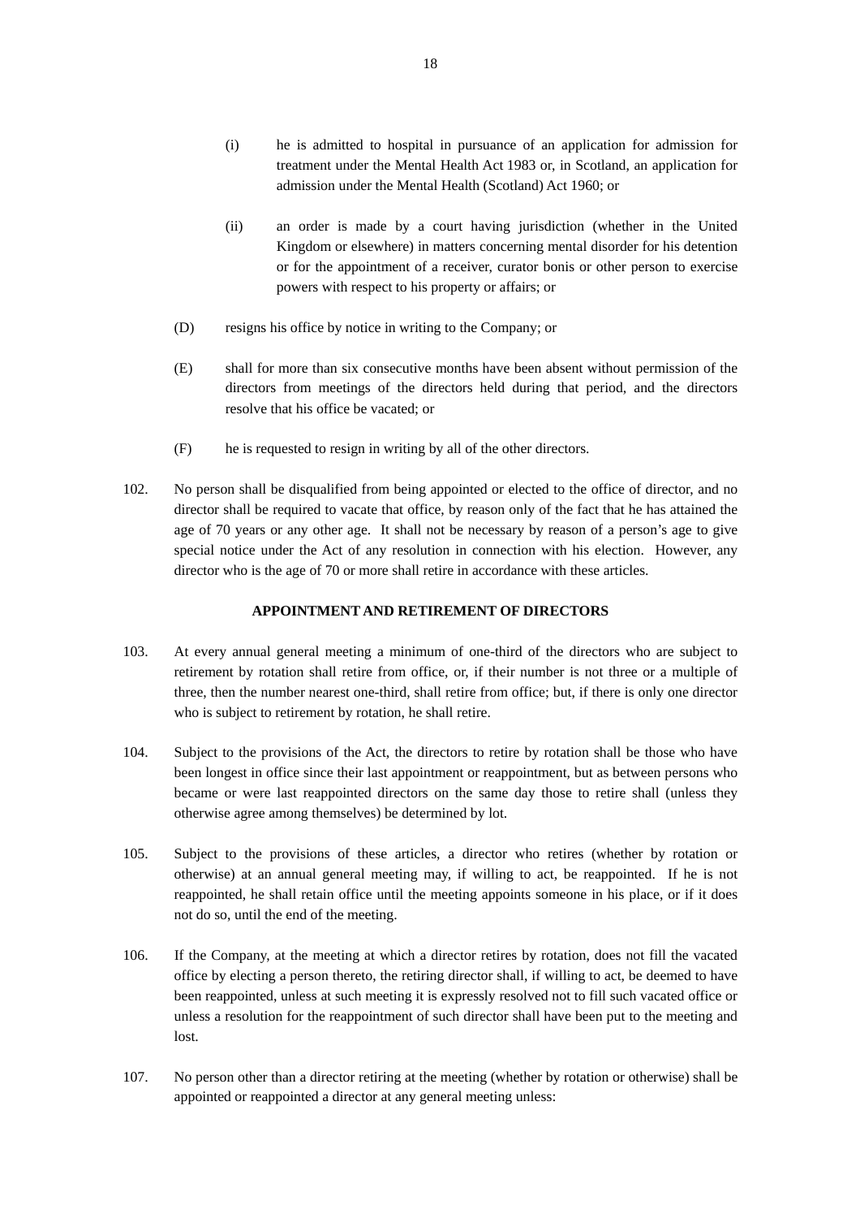(i) he is admitted to hospital in pursuance of an application for admission for treatment under the Mental Health Act 1983 or, in Scotland, an application for admission under the Mental Health (Scotland) Act 1960; or

(ii) an order is made by a court having jurisdiction (whether in the United Kingdom or elsewhere) in matters concerning mental disorder for his detention or for the appointment of a receiver, curator bonis or other person to exercise powers with respect to his property or affairs; or

(D) resigns his office by notice in writing to the Company; or

(E) shall for more than six consecutive months have been absent without permission of the directors from meetings of the directors held during that period, and the directors resolve that his office be vacated; or

(F) he is requested to resign in writing by all of the other directors.

102. No person shall be disqualified from being appointed or elected to the office of director, and no director shall be required to vacate that office, by reason only of the fact that he has attained the age of 70 years or any other age. It shall not be necessary by reason of a person's age to give special notice under the Act of any resolution in connection with his election. However, any director who is the age of 70 or more shall retire in accordance with these articles.

**APPOINTMENT AND RETIREMENT OF DIRECTORS**

103. At every annual general meeting a minimum of one-third of the directors who are subject to retirement by rotation shall retire from office, or, if their number is not three or a multiple of three, then the number nearest one-third, shall retire from office; but, if there is only one director who is subject to retirement by rotation, he shall retire.

104. Subject to the provisions of the Act, the directors to retire by rotation shall be those who have been longest in office since their last appointment or reappointment, but as between persons who became or were last reappointed directors on the same day those to retire shall (unless they otherwise agree among themselves) be determined by lot.

105. Subject to the provisions of these articles, a director who retires (whether by rotation or otherwise) at an annual general meeting may, if willing to act, be reappointed. If he is not reappointed, he shall retain office until the meeting appoints someone in his place, or if it does not do so, until the end of the meeting.

106. If the Company, at the meeting at which a director retires by rotation, does not fill the vacated office by electing a person thereto, the retiring director shall, if willing to act, be deemed to have been reappointed, unless at such meeting it is expressly resolved not to fill such vacated office or unless a resolution for the reappointment of such director shall have been put to the meeting and lost.

107. No person other than a director retiring at the meeting (whether by rotation or otherwise) shall be appointed or reappointed a director at any general meeting unless: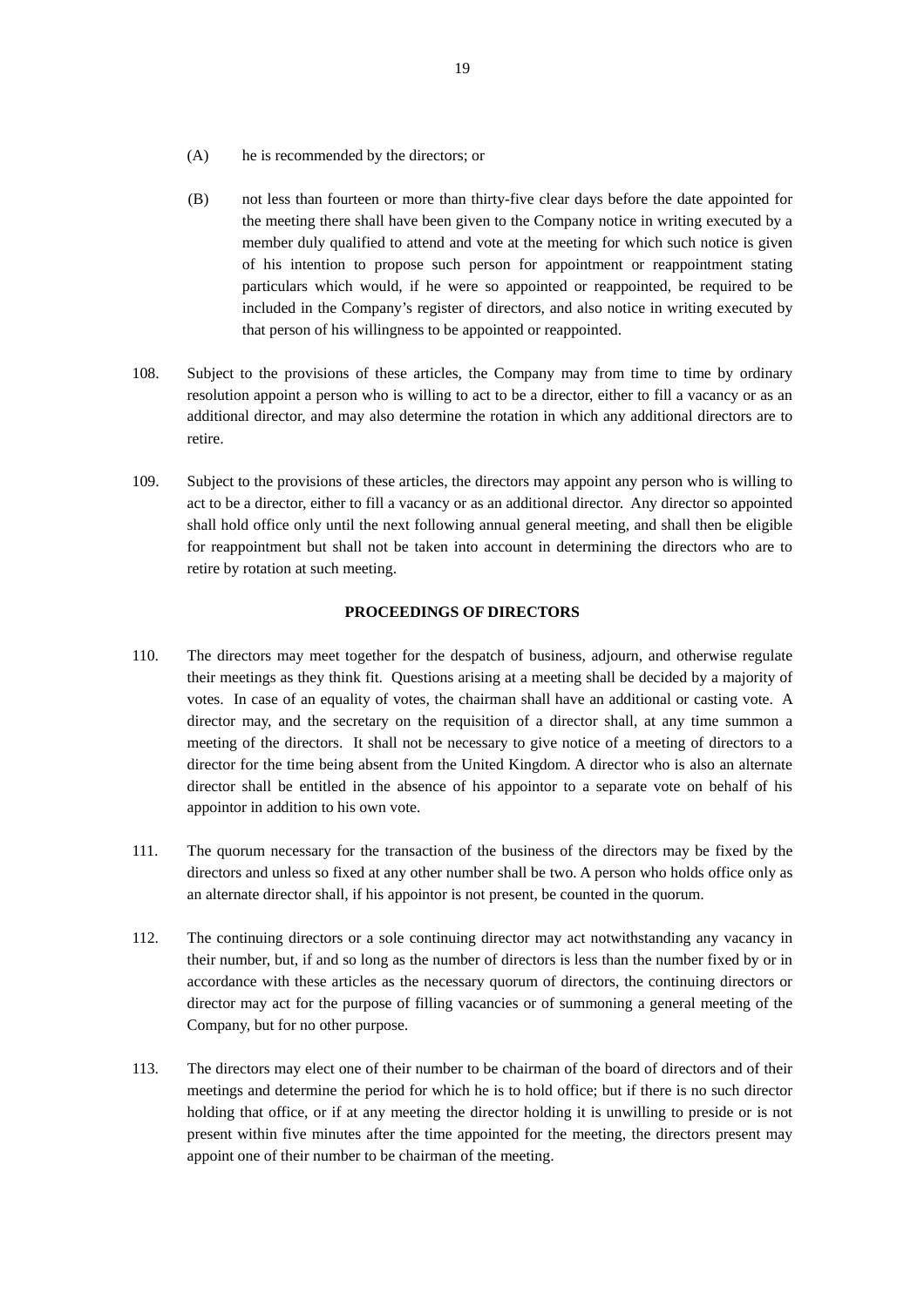(A) he is recommended by the directors; or

(B) not less than fourteen or more than thirty-five clear days before the date appointed for the meeting there shall have been given to the Company notice in writing executed by a member duly qualified to attend and vote at the meeting for which such notice is given of his intention to propose such person for appointment or reappointment stating particulars which would, if he were so appointed or reappointed, be required to be included in the Company's register of directors, and also notice in writing executed by that person of his willingness to be appointed or reappointed.

108. Subject to the provisions of these articles, the Company may from time to time by ordinary resolution appoint a person who is willing to act to be a director, either to fill a vacancy or as an additional director, and may also determine the rotation in which any additional directors are to retire.

109. Subject to the provisions of these articles, the directors may appoint any person who is willing to act to be a director, either to fill a vacancy or as an additional director. Any director so appointed shall hold office only until the next following annual general meeting, and shall then be eligible for reappointment but shall not be taken into account in determining the directors who are to retire by rotation at such meeting.

**PROCEEDINGS OF DIRECTORS**

110. The directors may meet together for the despatch of business, adjourn, and otherwise regulate their meetings as they think fit. Questions arising at a meeting shall be decided by a majority of votes. In case of an equality of votes, the chairman shall have an additional or casting vote. A director may, and the secretary on the requisition of a director shall, at any time summon a meeting of the directors. It shall not be necessary to give notice of a meeting of directors to a director for the time being absent from the United Kingdom. A director who is also an alternate director shall be entitled in the absence of his appointor to a separate vote on behalf of his appointor in addition to his own vote.

111. The quorum necessary for the transaction of the business of the directors may be fixed by the directors and unless so fixed at any other number shall be two. A person who holds office only as an alternate director shall, if his appointor is not present, be counted in the quorum.

112. The continuing directors or a sole continuing director may act notwithstanding any vacancy in their number, but, if and so long as the number of directors is less than the number fixed by or in accordance with these articles as the necessary quorum of directors, the continuing directors or director may act for the purpose of filling vacancies or of summoning a general meeting of the Company, but for no other purpose.

113. The directors may elect one of their number to be chairman of the board of directors and of their meetings and determine the period for which he is to hold office; but if there is no such director holding that office, or if at any meeting the director holding it is unwilling to preside or is not present within five minutes after the time appointed for the meeting, the directors present may appoint one of their number to be chairman of the meeting.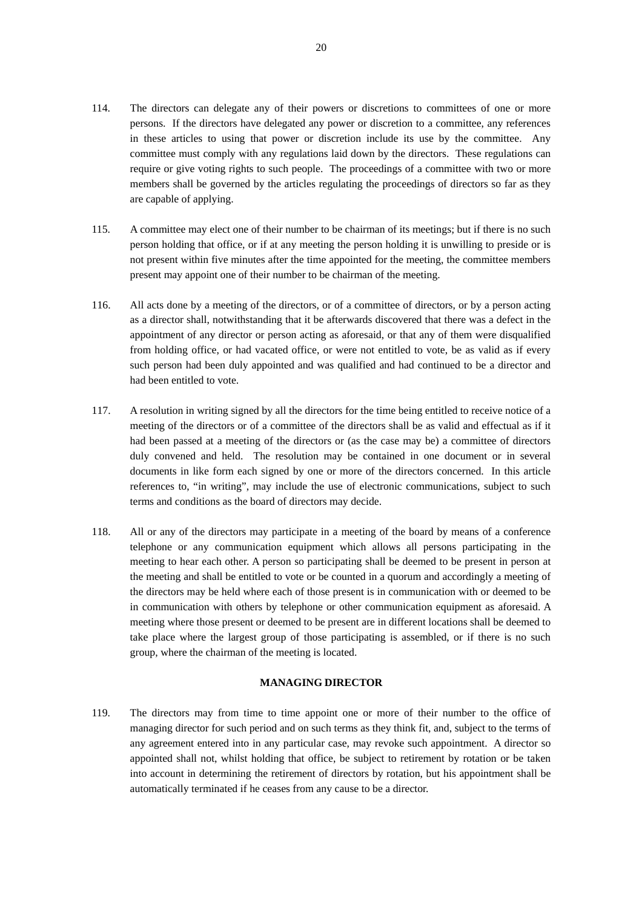114. The directors can delegate any of their powers or discretions to committees of one or more persons. If the directors have delegated any power or discretion to a committee, any references in these articles to using that power or discretion include its use by the committee. Any committee must comply with any regulations laid down by the directors. These regulations can require or give voting rights to such people. The proceedings of a committee with two or more members shall be governed by the articles regulating the proceedings of directors so far as they are capable of applying.

115. A committee may elect one of their number to be chairman of its meetings; but if there is no such person holding that office, or if at any meeting the person holding it is unwilling to preside or is not present within five minutes after the time appointed for the meeting, the committee members present may appoint one of their number to be chairman of the meeting.

116. All acts done by a meeting of the directors, or of a committee of directors, or by a person acting as a director shall, notwithstanding that it be afterwards discovered that there was a defect in the appointment of any director or person acting as aforesaid, or that any of them were disqualified from holding office, or had vacated office, or were not entitled to vote, be as valid as if every such person had been duly appointed and was qualified and had continued to be a director and had been entitled to vote.

117. A resolution in writing signed by all the directors for the time being entitled to receive notice of a meeting of the directors or of a committee of the directors shall be as valid and effectual as if it had been passed at a meeting of the directors or (as the case may be) a committee of directors duly convened and held. The resolution may be contained in one document or in several documents in like form each signed by one or more of the directors concerned. In this article references to, "in writing", may include the use of electronic communications, subject to such terms and conditions as the board of directors may decide.

118. All or any of the directors may participate in a meeting of the board by means of a conference telephone or any communication equipment which allows all persons participating in the meeting to hear each other. A person so participating shall be deemed to be present in person at the meeting and shall be entitled to vote or be counted in a quorum and accordingly a meeting of the directors may be held where each of those present is in communication with or deemed to be in communication with others by telephone or other communication equipment as aforesaid. A meeting where those present or deemed to be present are in different locations shall be deemed to take place where the largest group of those participating is assembled, or if there is no such group, where the chairman of the meeting is located.

## MANAGING DIRECTOR

119. The directors may from time to time appoint one or more of their number to the office of managing director for such period and on such terms as they think fit, and, subject to the terms of any agreement entered into in any particular case, may revoke such appointment. A director so appointed shall not, whilst holding that office, be subject to retirement by rotation or be taken into account in determining the retirement of directors by rotation, but his appointment shall be automatically terminated if he ceases from any cause to be a director.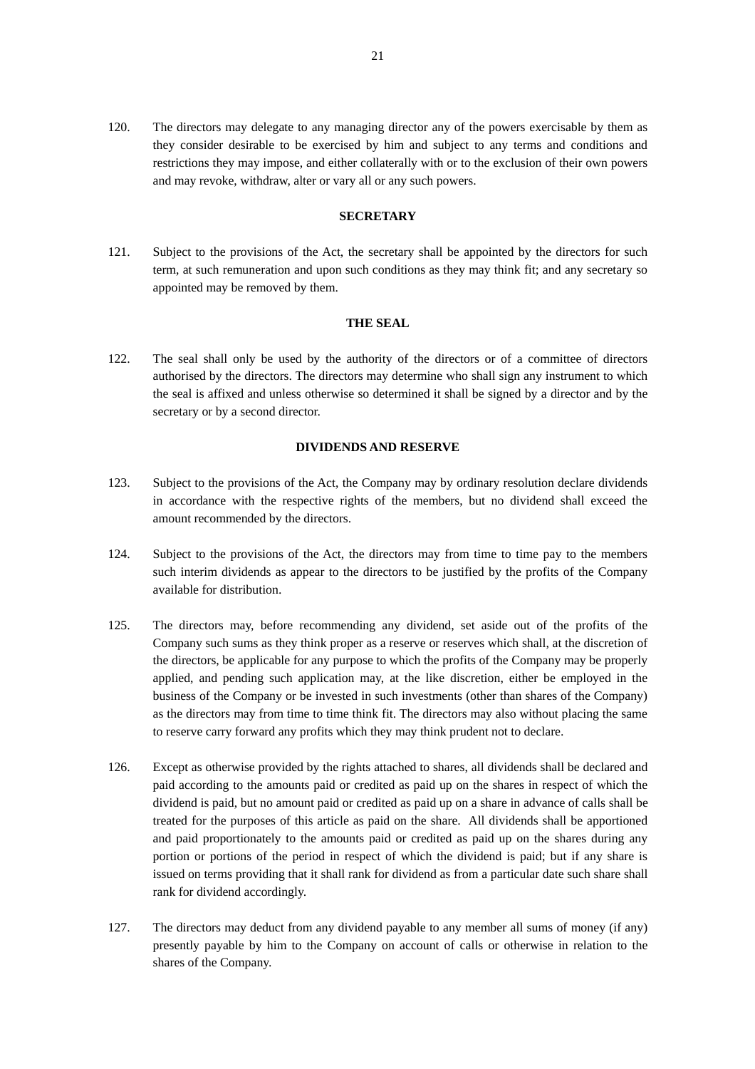120. The directors may delegate to any managing director any of the powers exercisable by them as they consider desirable to be exercised by him and subject to any terms and conditions and restrictions they may impose, and either collaterally with or to the exclusion of their own powers and may revoke, withdraw, alter or vary all or any such powers.

## SECRETARY

121. Subject to the provisions of the Act, the secretary shall be appointed by the directors for such term, at such remuneration and upon such conditions as they may think fit; and any secretary so appointed may be removed by them.

## THE SEAL

122. The seal shall only be used by the authority of the directors or of a committee of directors authorised by the directors. The directors may determine who shall sign any instrument to which the seal is affixed and unless otherwise so determined it shall be signed by a director and by the secretary or by a second director.

## DIVIDENDS AND RESERVE

123. Subject to the provisions of the Act, the Company may by ordinary resolution declare dividends in accordance with the respective rights of the members, but no dividend shall exceed the amount recommended by the directors.

124. Subject to the provisions of the Act, the directors may from time to time pay to the members such interim dividends as appear to the directors to be justified by the profits of the Company available for distribution.

125. The directors may, before recommending any dividend, set aside out of the profits of the Company such sums as they think proper as a reserve or reserves which shall, at the discretion of the directors, be applicable for any purpose to which the profits of the Company may be properly applied, and pending such application may, at the like discretion, either be employed in the business of the Company or be invested in such investments (other than shares of the Company) as the directors may from time to time think fit. The directors may also without placing the same to reserve carry forward any profits which they may think prudent not to declare.

126. Except as otherwise provided by the rights attached to shares, all dividends shall be declared and paid according to the amounts paid or credited as paid up on the shares in respect of which the dividend is paid, but no amount paid or credited as paid up on a share in advance of calls shall be treated for the purposes of this article as paid on the share. All dividends shall be apportioned and paid proportionately to the amounts paid or credited as paid up on the shares during any portion or portions of the period in respect of which the dividend is paid; but if any share is issued on terms providing that it shall rank for dividend as from a particular date such share shall rank for dividend accordingly.

127. The directors may deduct from any dividend payable to any member all sums of money (if any) presently payable by him to the Company on account of calls or otherwise in relation to the shares of the Company.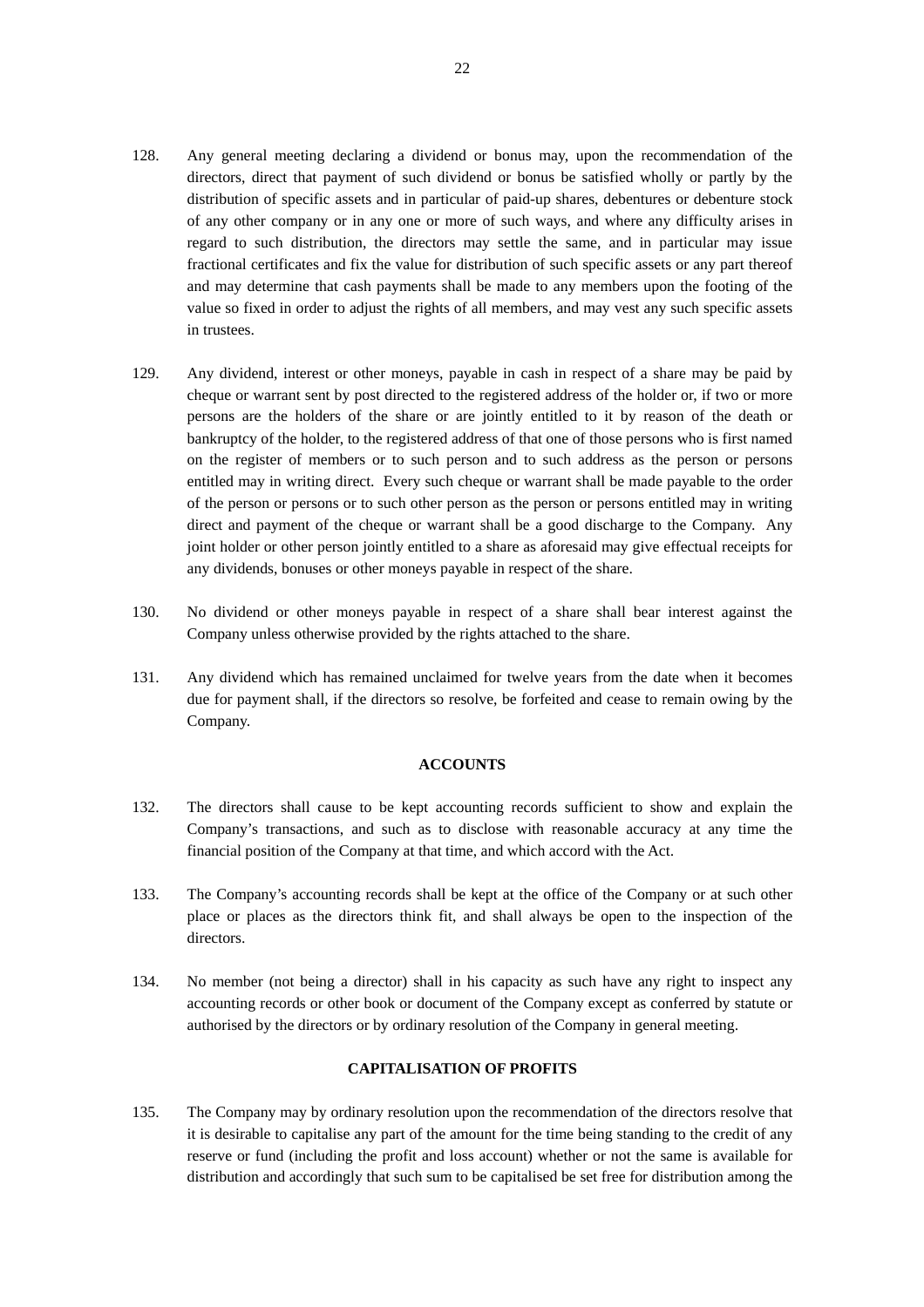128. Any general meeting declaring a dividend or bonus may, upon the recommendation of the directors, direct that payment of such dividend or bonus be satisfied wholly or partly by the distribution of specific assets and in particular of paid-up shares, debentures or debenture stock of any other company or in any one or more of such ways, and where any difficulty arises in regard to such distribution, the directors may settle the same, and in particular may issue fractional certificates and fix the value for distribution of such specific assets or any part thereof and may determine that cash payments shall be made to any members upon the footing of the value so fixed in order to adjust the rights of all members, and may vest any such specific assets in trustees.

129. Any dividend, interest or other moneys, payable in cash in respect of a share may be paid by cheque or warrant sent by post directed to the registered address of the holder or, if two or more persons are the holders of the share or are jointly entitled to it by reason of the death or bankruptcy of the holder, to the registered address of that one of those persons who is first named on the register of members or to such person and to such address as the person or persons entitled may in writing direct. Every such cheque or warrant shall be made payable to the order of the person or persons or to such other person as the person or persons entitled may in writing direct and payment of the cheque or warrant shall be a good discharge to the Company. Any joint holder or other person jointly entitled to a share as aforesaid may give effectual receipts for any dividends, bonuses or other moneys payable in respect of the share.

130. No dividend or other moneys payable in respect of a share shall bear interest against the Company unless otherwise provided by the rights attached to the share.

131. Any dividend which has remained unclaimed for twelve years from the date when it becomes due for payment shall, if the directors so resolve, be forfeited and cease to remain owing by the Company.

**ACCOUNTS**

132. The directors shall cause to be kept accounting records sufficient to show and explain the Company's transactions, and such as to disclose with reasonable accuracy at any time the financial position of the Company at that time, and which accord with the Act.

133. The Company's accounting records shall be kept at the office of the Company or at such other place or places as the directors think fit, and shall always be open to the inspection of the directors.

134. No member (not being a director) shall in his capacity as such have any right to inspect any accounting records or other book or document of the Company except as conferred by statute or authorised by the directors or by ordinary resolution of the Company in general meeting.

**CAPITALISATION OF PROFITS**

135. The Company may by ordinary resolution upon the recommendation of the directors resolve that it is desirable to capitalise any part of the amount for the time being standing to the credit of any reserve or fund (including the profit and loss account) whether or not the same is available for distribution and accordingly that such sum to be capitalised be set free for distribution among the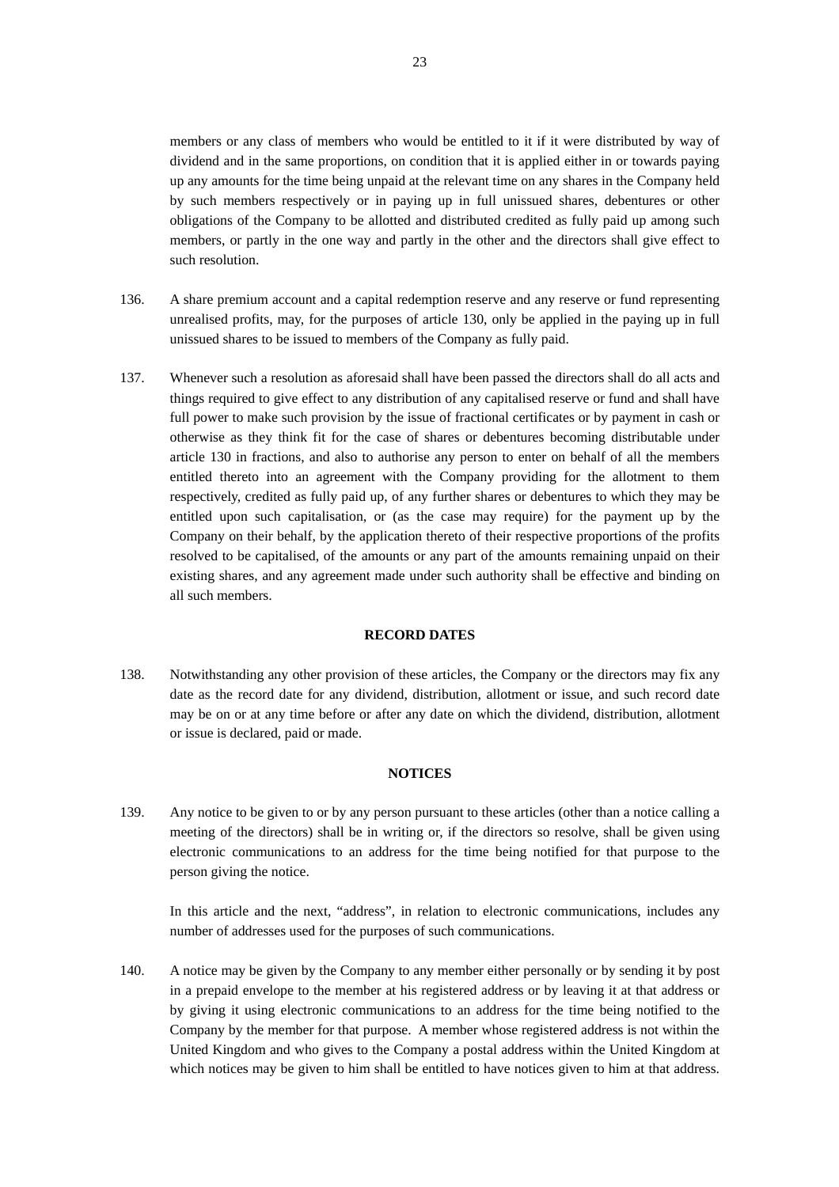members or any class of members who would be entitled to it if it were distributed by way of dividend and in the same proportions, on condition that it is applied either in or towards paying up any amounts for the time being unpaid at the relevant time on any shares in the Company held by such members respectively or in paying up in full unissued shares, debentures or other obligations of the Company to be allotted and distributed credited as fully paid up among such members, or partly in the one way and partly in the other and the directors shall give effect to such resolution.

136. A share premium account and a capital redemption reserve and any reserve or fund representing unrealised profits, may, for the purposes of article 130, only be applied in the paying up in full unissued shares to be issued to members of the Company as fully paid.

137. Whenever such a resolution as aforesaid shall have been passed the directors shall do all acts and things required to give effect to any distribution of any capitalised reserve or fund and shall have full power to make such provision by the issue of fractional certificates or by payment in cash or otherwise as they think fit for the case of shares or debentures becoming distributable under article 130 in fractions, and also to authorise any person to enter on behalf of all the members entitled thereto into an agreement with the Company providing for the allotment to them respectively, credited as fully paid up, of any further shares or debentures to which they may be entitled upon such capitalisation, or (as the case may require) for the payment up by the Company on their behalf, by the application thereto of their respective proportions of the profits resolved to be capitalised, of the amounts or any part of the amounts remaining unpaid on their existing shares, and any agreement made under such authority shall be effective and binding on all such members.

## RECORD DATES

138. Notwithstanding any other provision of these articles, the Company or the directors may fix any date as the record date for any dividend, distribution, allotment or issue, and such record date may be on or at any time before or after any date on which the dividend, distribution, allotment or issue is declared, paid or made.

## NOTICES

139. Any notice to be given to or by any person pursuant to these articles (other than a notice calling a meeting of the directors) shall be in writing or, if the directors so resolve, shall be given using electronic communications to an address for the time being notified for that purpose to the person giving the notice.

In this article and the next, "address", in relation to electronic communications, includes any number of addresses used for the purposes of such communications.

140. A notice may be given by the Company to any member either personally or by sending it by post in a prepaid envelope to the member at his registered address or by leaving it at that address or by giving it using electronic communications to an address for the time being notified to the Company by the member for that purpose. A member whose registered address is not within the United Kingdom and who gives to the Company a postal address within the United Kingdom at which notices may be given to him shall be entitled to have notices given to him at that address.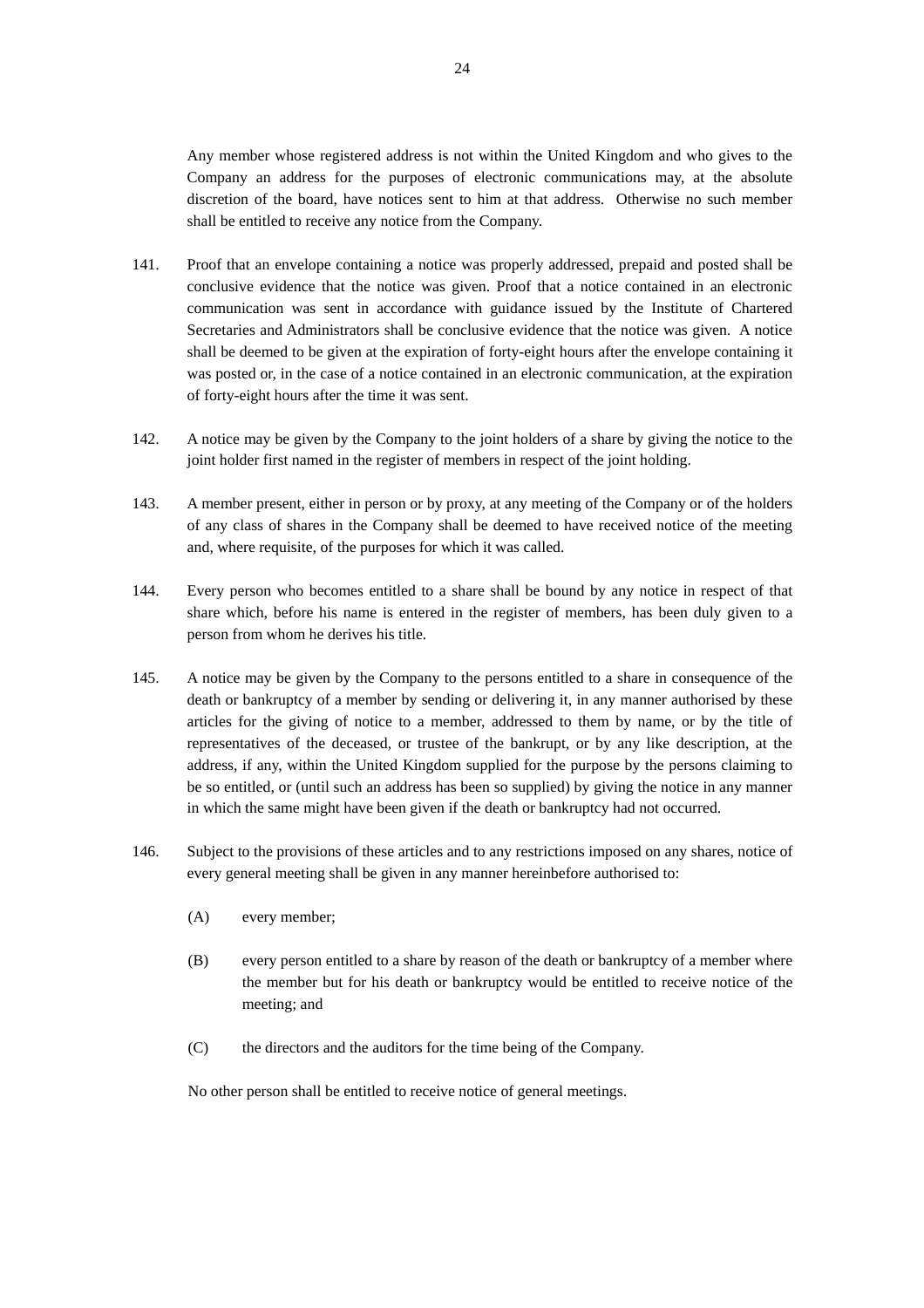Any member whose registered address is not within the United Kingdom and who gives to the Company an address for the purposes of electronic communications may, at the absolute discretion of the board, have notices sent to him at that address. Otherwise no such member shall be entitled to receive any notice from the Company.

141. Proof that an envelope containing a notice was properly addressed, prepaid and posted shall be conclusive evidence that the notice was given. Proof that a notice contained in an electronic communication was sent in accordance with guidance issued by the Institute of Chartered Secretaries and Administrators shall be conclusive evidence that the notice was given. A notice shall be deemed to be given at the expiration of forty-eight hours after the envelope containing it was posted or, in the case of a notice contained in an electronic communication, at the expiration of forty-eight hours after the time it was sent.

142. A notice may be given by the Company to the joint holders of a share by giving the notice to the joint holder first named in the register of members in respect of the joint holding.

143. A member present, either in person or by proxy, at any meeting of the Company or of the holders of any class of shares in the Company shall be deemed to have received notice of the meeting and, where requisite, of the purposes for which it was called.

144. Every person who becomes entitled to a share shall be bound by any notice in respect of that share which, before his name is entered in the register of members, has been duly given to a person from whom he derives his title.

145. A notice may be given by the Company to the persons entitled to a share in consequence of the death or bankruptcy of a member by sending or delivering it, in any manner authorised by these articles for the giving of notice to a member, addressed to them by name, or by the title of representatives of the deceased, or trustee of the bankrupt, or by any like description, at the address, if any, within the United Kingdom supplied for the purpose by the persons claiming to be so entitled, or (until such an address has been so supplied) by giving the notice in any manner in which the same might have been given if the death or bankruptcy had not occurred.

146. Subject to the provisions of these articles and to any restrictions imposed on any shares, notice of every general meeting shall be given in any manner hereinbefore authorised to:

(A) every member;

(B) every person entitled to a share by reason of the death or bankruptcy of a member where the member but for his death or bankruptcy would be entitled to receive notice of the meeting; and

(C) the directors and the auditors for the time being of the Company.

No other person shall be entitled to receive notice of general meetings.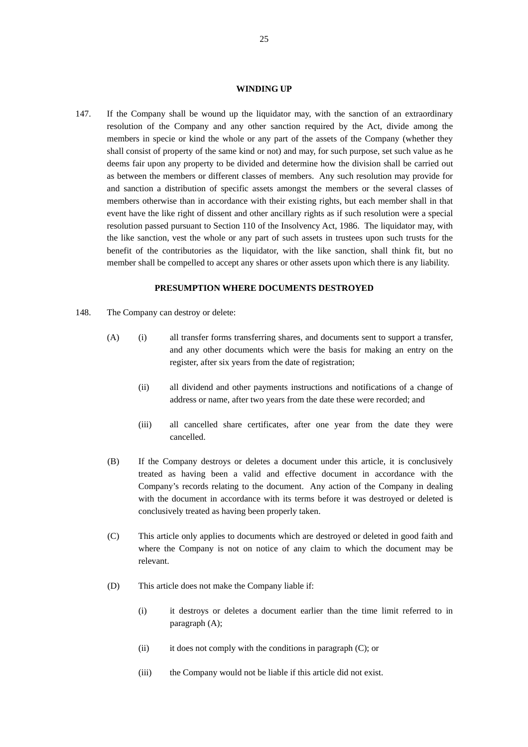## WINDING UP

147. If the Company shall be wound up the liquidator may, with the sanction of an extraordinary resolution of the Company and any other sanction required by the Act, divide among the members in specie or kind the whole or any part of the assets of the Company (whether they shall consist of property of the same kind or not) and may, for such purpose, set such value as he deems fair upon any property to be divided and determine how the division shall be carried out as between the members or different classes of members. Any such resolution may provide for and sanction a distribution of specific assets amongst the members or the several classes of members otherwise than in accordance with their existing rights, but each member shall in that event have the like right of dissent and other ancillary rights as if such resolution were a special resolution passed pursuant to Section 110 of the Insolvency Act, 1986. The liquidator may, with the like sanction, vest the whole or any part of such assets in trustees upon such trusts for the benefit of the contributories as the liquidator, with the like sanction, shall think fit, but no member shall be compelled to accept any shares or other assets upon which there is any liability.

## PRESUMPTION WHERE DOCUMENTS DESTROYED

148. The Company can destroy or delete:

(A) (i) all transfer forms transferring shares, and documents sent to support a transfer, and any other documents which were the basis for making an entry on the register, after six years from the date of registration;

(ii) all dividend and other payments instructions and notifications of a change of address or name, after two years from the date these were recorded; and

(iii) all cancelled share certificates, after one year from the date they were cancelled.

(B) If the Company destroys or deletes a document under this article, it is conclusively treated as having been a valid and effective document in accordance with the Company's records relating to the document. Any action of the Company in dealing with the document in accordance with its terms before it was destroyed or deleted is conclusively treated as having been properly taken.

(C) This article only applies to documents which are destroyed or deleted in good faith and where the Company is not on notice of any claim to which the document may be relevant.

(D) This article does not make the Company liable if:

(i) it destroys or deletes a document earlier than the time limit referred to in paragraph (A);

(ii) it does not comply with the conditions in paragraph (C); or

(iii) the Company would not be liable if this article did not exist.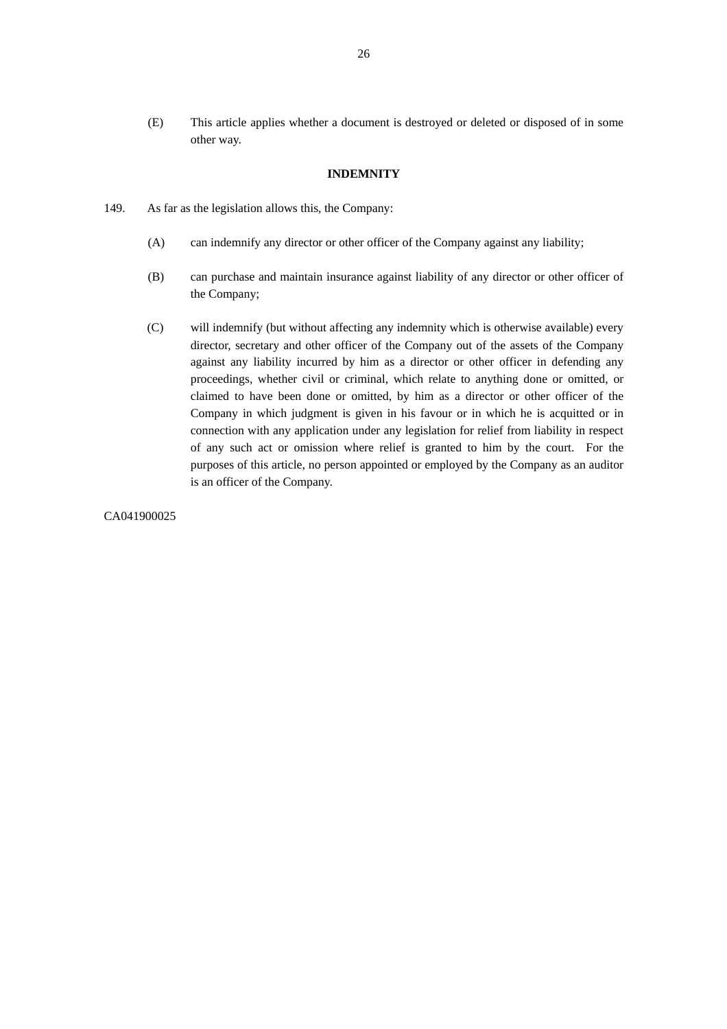(E) This article applies whether a document is destroyed or deleted or disposed of in some other way.

**INDEMNITY**

149. As far as the legislation allows this, the Company:

(A) can indemnify any director or other officer of the Company against any liability;

(B) can purchase and maintain insurance against liability of any director or other officer of the Company;

(C) will indemnify (but without affecting any indemnity which is otherwise available) every director, secretary and other officer of the Company out of the assets of the Company against any liability incurred by him as a director or other officer in defending any proceedings, whether civil or criminal, which relate to anything done or omitted, or claimed to have been done or omitted, by him as a director or other officer of the Company in which judgment is given in his favour or in which he is acquitted or in connection with any application under any legislation for relief from liability in respect of any such act or omission where relief is granted to him by the court. For the purposes of this article, no person appointed or employed by the Company as an auditor is an officer of the Company.

CA041900025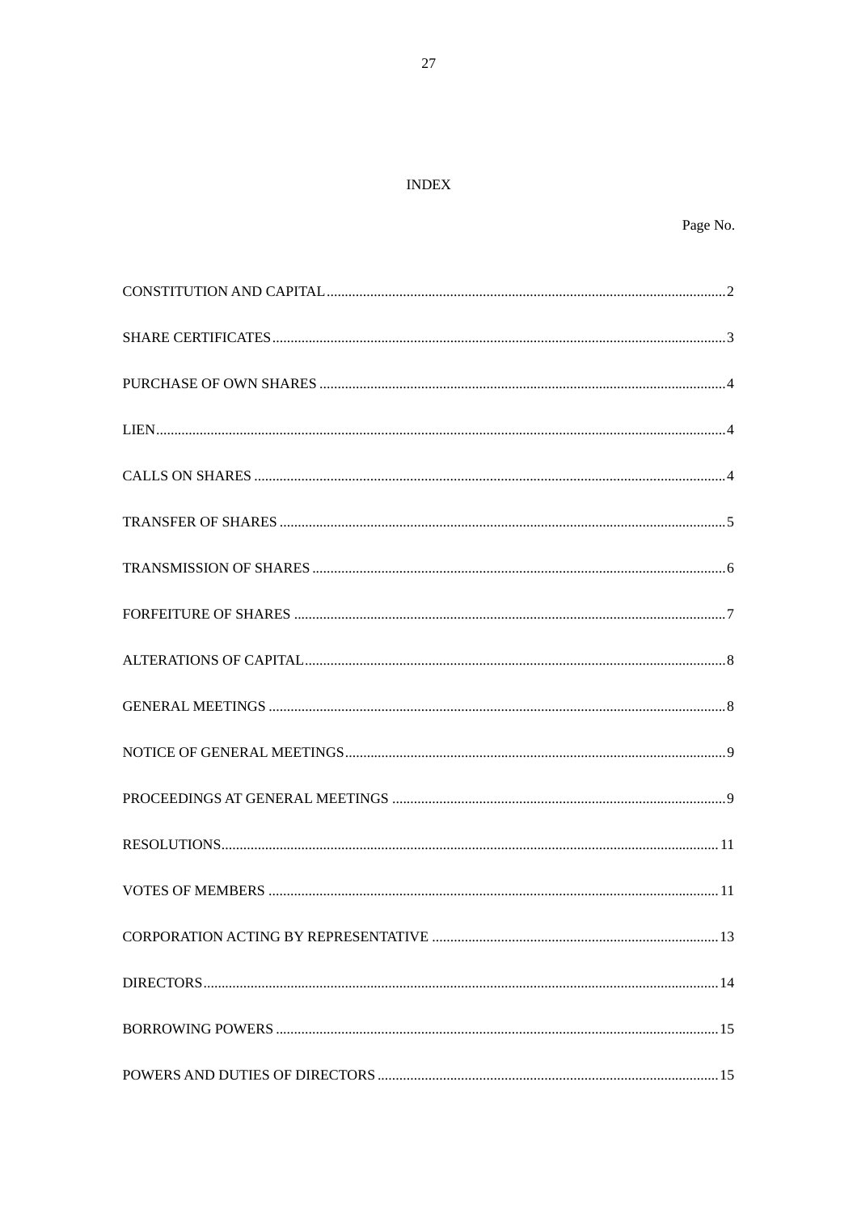# INDEX

| | Page No. |
|---|---|
| CONSTITUTION AND CAPITAL | 2 |
| SHARE CERTIFICATES | 3 |
| PURCHASE OF OWN SHARES | 4 |
| LIEN | 4 |
| CALLS ON SHARES | 4 |
| TRANSFER OF SHARES | 5 |
| TRANSMISSION OF SHARES | 6 |
| FORFEITURE OF SHARES | 7 |
| ALTERATIONS OF CAPITAL | 8 |
| GENERAL MEETINGS | 8 |
| NOTICE OF GENERAL MEETINGS | 9 |
| PROCEEDINGS AT GENERAL MEETINGS | 9 |
| RESOLUTIONS | 11 |
| VOTES OF MEMBERS | 11 |
| CORPORATION ACTING BY REPRESENTATIVE | 13 |
| DIRECTORS | 14 |
| BORROWING POWERS | 15 |
| POWERS AND DUTIES OF DIRECTORS | 15 |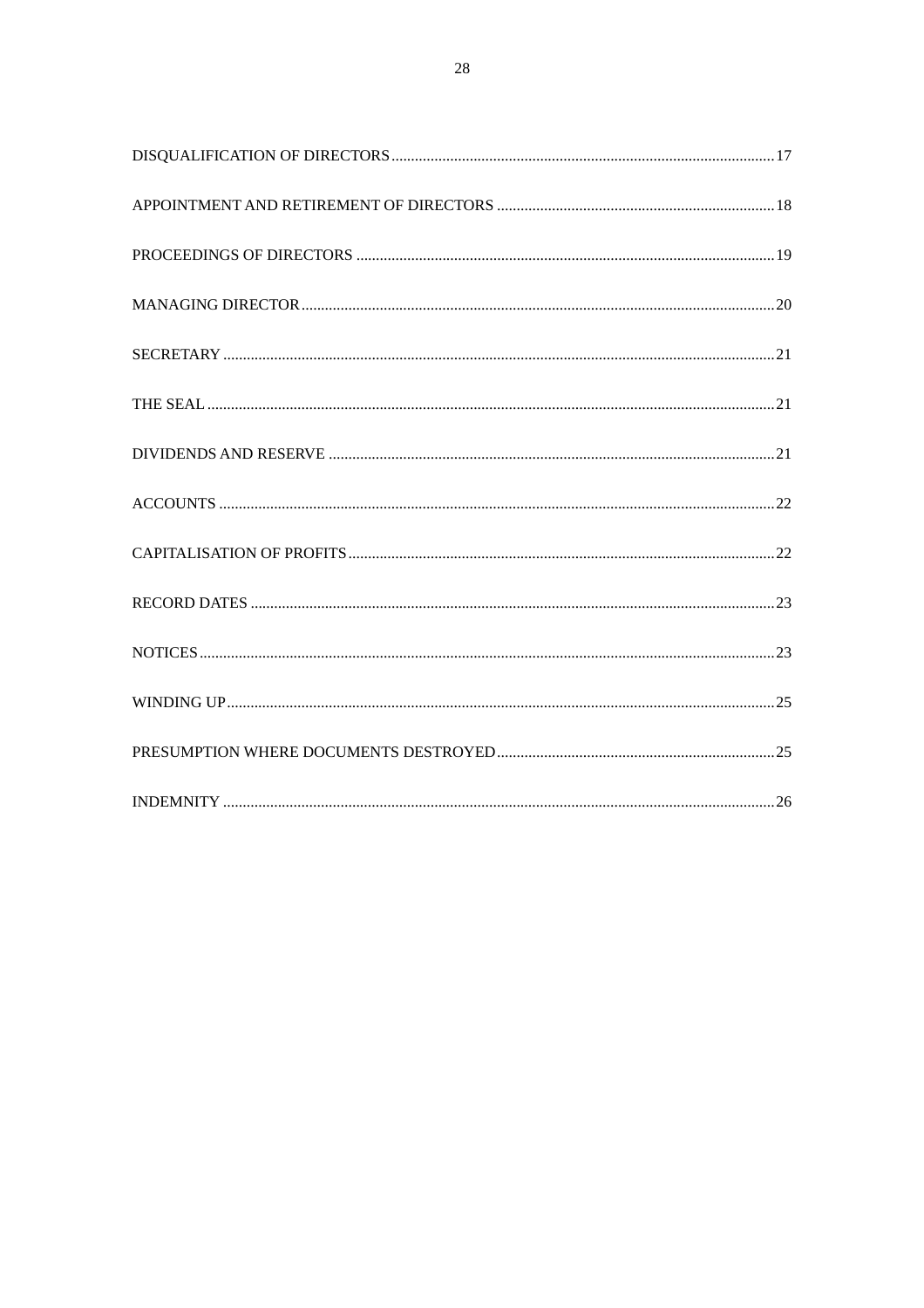DISQUALIFICATION OF DIRECTORS ........................................................................ 17

APPOINTMENT AND RETIREMENT OF DIRECTORS ........................................................ 18

PROCEEDINGS OF DIRECTORS ........................................................................ 19

MANAGING DIRECTOR ........................................................................ 20

SECRETARY ........................................................................ 21

THE SEAL ........................................................................ 21

DIVIDENDS AND RESERVE ........................................................................ 21

ACCOUNTS ........................................................................ 22

CAPITALISATION OF PROFITS ........................................................................ 22

RECORD DATES ........................................................................ 23

NOTICES ........................................................................ 23

WINDING UP ........................................................................ 25

PRESUMPTION WHERE DOCUMENTS DESTROYED ........................................................ 25

INDEMNITY ........................................................................ 26